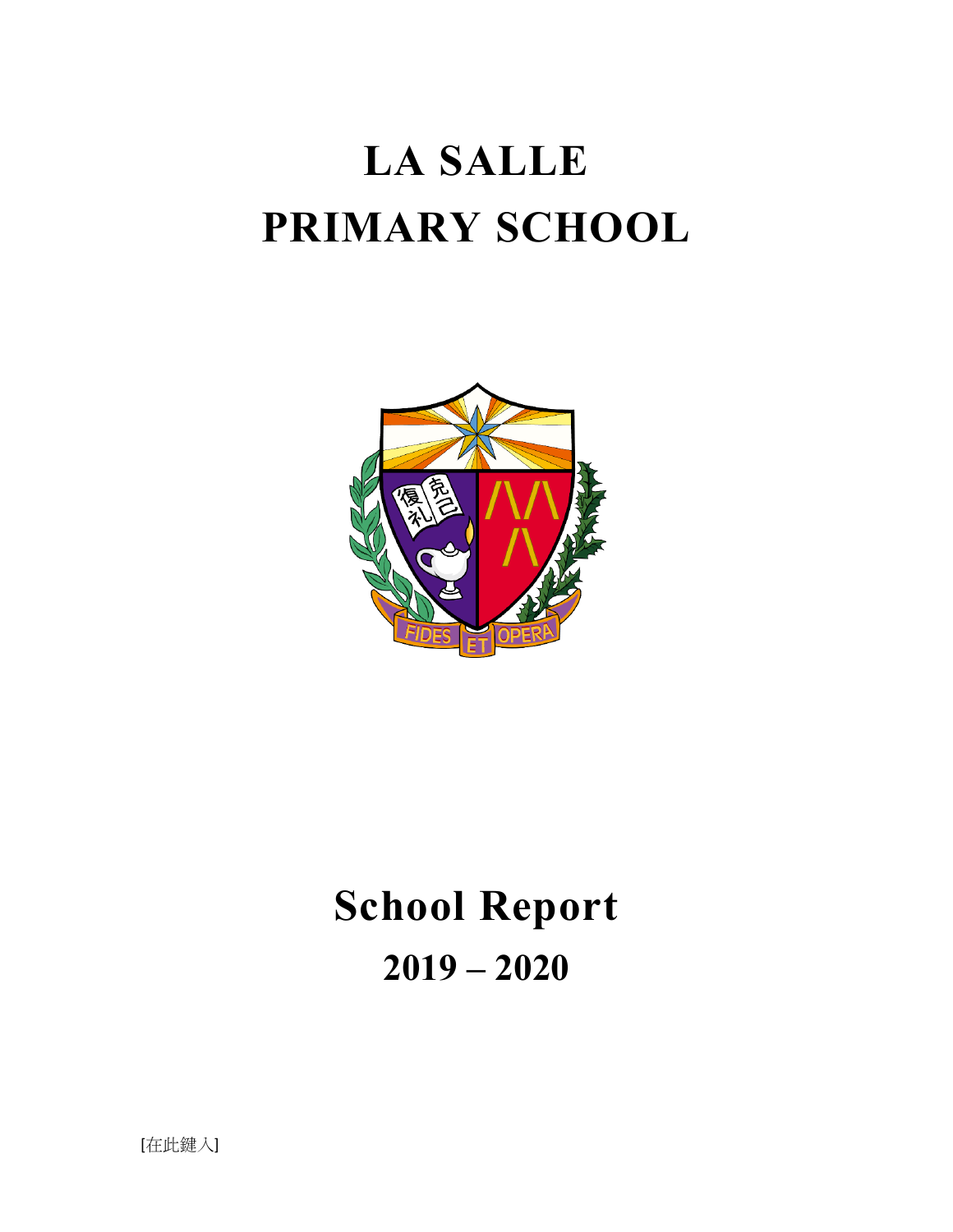# LA SALLE PRIMARY SCHOOL

# School Report

## 2019 – 2020

[在此鍵入]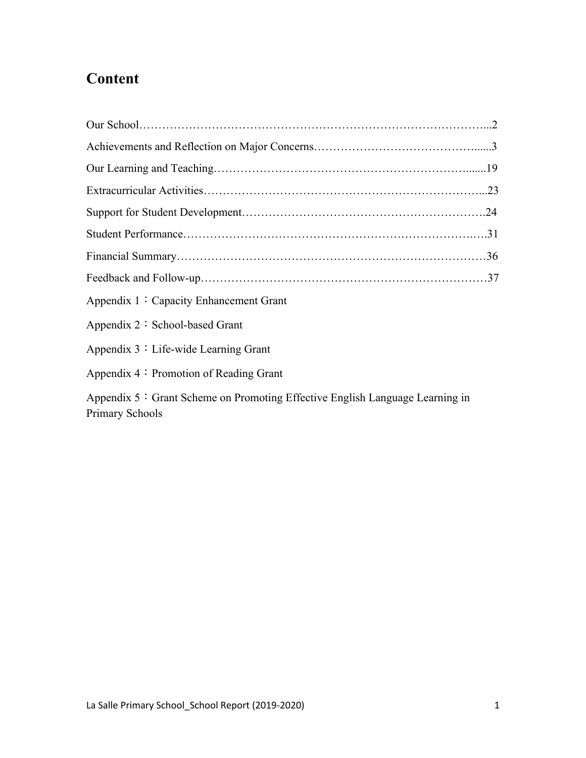# Content

Our School……………………………………………………………………………...2

Achievements and Reflection on Major Concerns…………………………………….....3

Our Learning and Teaching…………………………………………………………......19

Extracurricular Activities…………………………………………………………….…...23

Support for Student Development…………………………………………………….24

Student Performance…………………………………………………………………….31

Financial Summary……………………………………………………………………36

Feedback and Follow-up………………………………………………………………37

Appendix 1：Capacity Enhancement Grant

Appendix 2：School-based Grant

Appendix 3：Life-wide Learning Grant

Appendix 4：Promotion of Reading Grant

Appendix 5：Grant Scheme on Promoting Effective English Language Learning in Primary Schools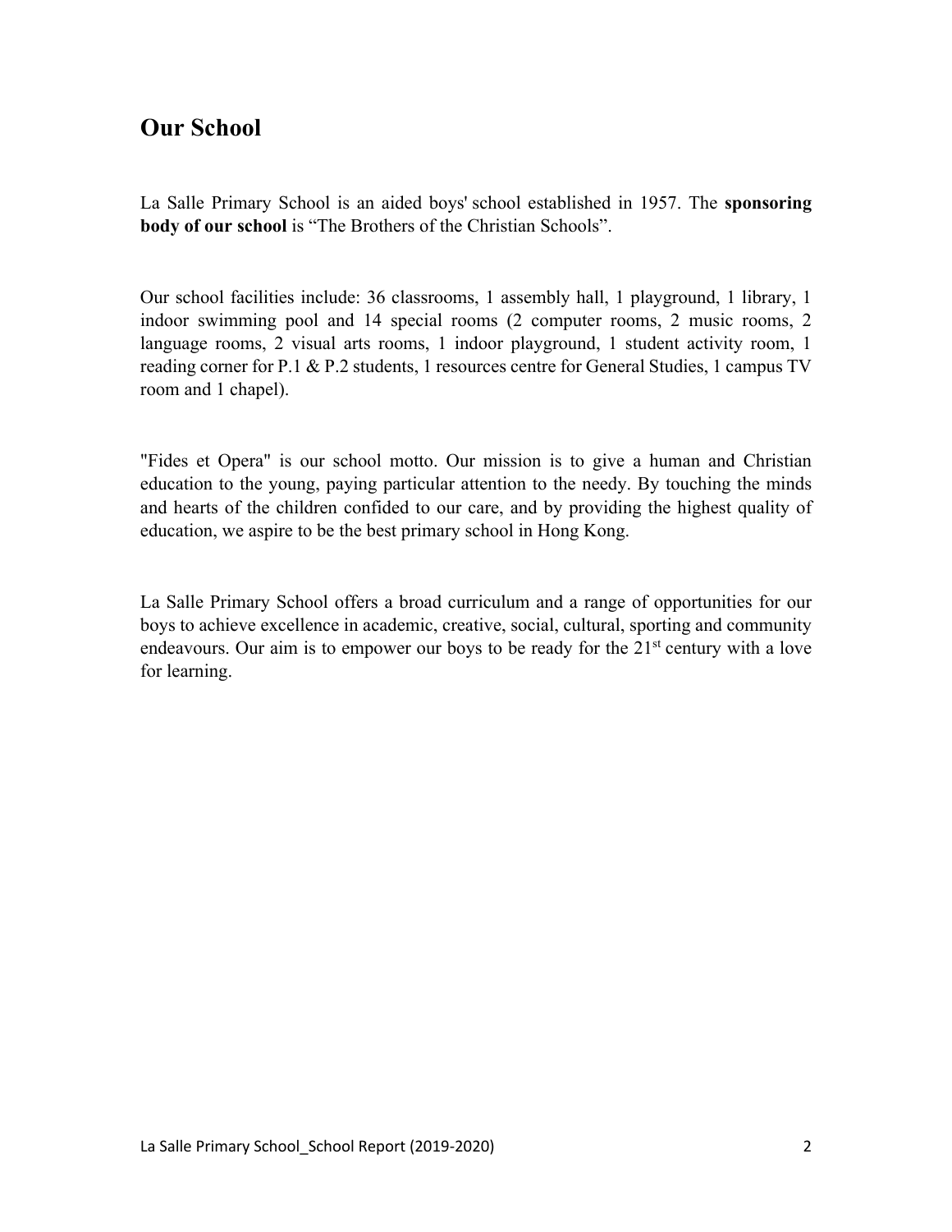## Our School

La Salle Primary School is an aided boys' school established in 1957. The **sponsoring body of our school** is "The Brothers of the Christian Schools".

Our school facilities include: 36 classrooms, 1 assembly hall, 1 playground, 1 library, 1 indoor swimming pool and 14 special rooms (2 computer rooms, 2 music rooms, 2 language rooms, 2 visual arts rooms, 1 indoor playground, 1 student activity room, 1 reading corner for P.1 & P.2 students, 1 resources centre for General Studies, 1 campus TV room and 1 chapel).

"Fides et Opera" is our school motto. Our mission is to give a human and Christian education to the young, paying particular attention to the needy. By touching the minds and hearts of the children confided to our care, and by providing the highest quality of education, we aspire to be the best primary school in Hong Kong.

La Salle Primary School offers a broad curriculum and a range of opportunities for our boys to achieve excellence in academic, creative, social, cultural, sporting and community endeavours. Our aim is to empower our boys to be ready for the 21st century with a love for learning.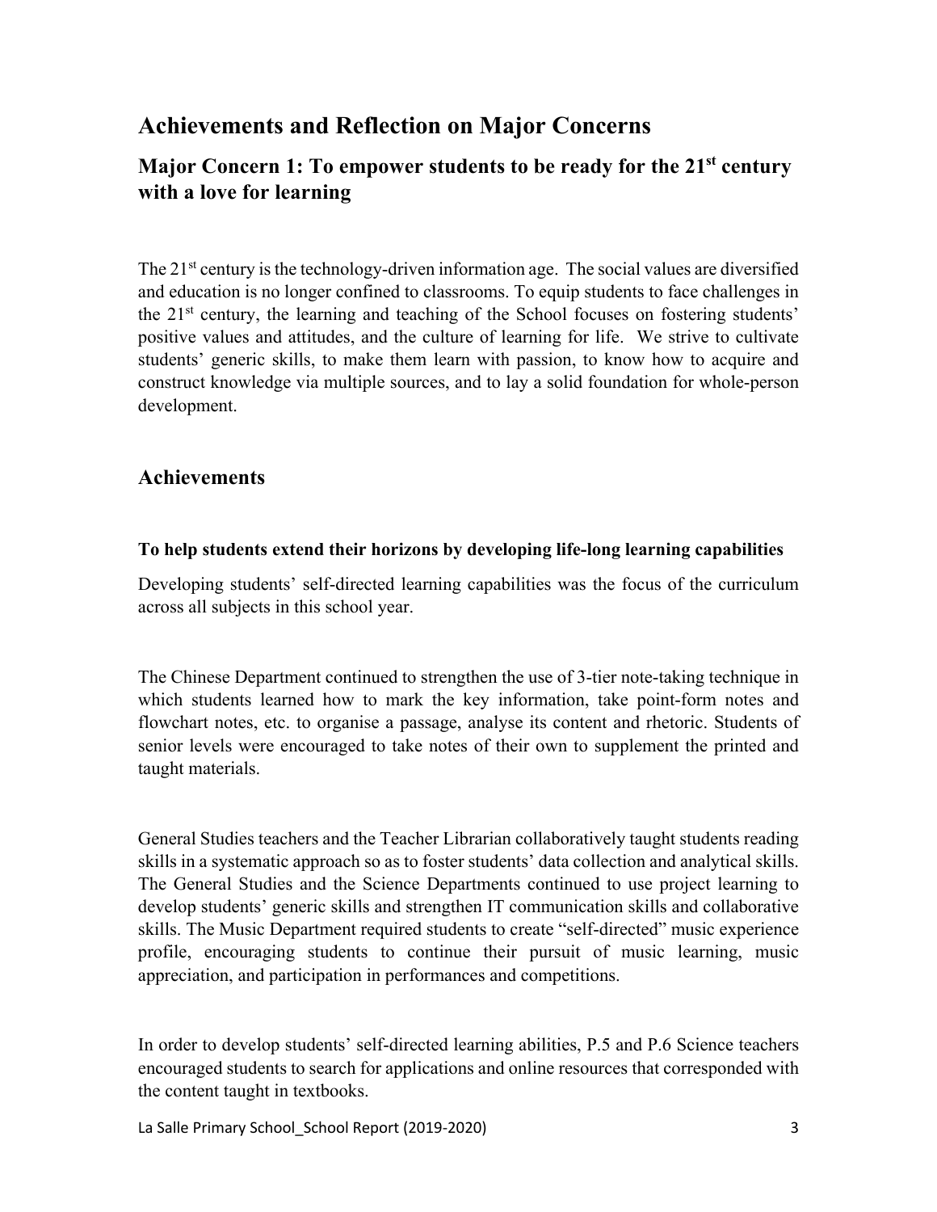# Achievements and Reflection on Major Concerns

## Major Concern 1: To empower students to be ready for the 21st century with a love for learning

The 21st century is the technology-driven information age. The social values are diversified and education is no longer confined to classrooms. To equip students to face challenges in the 21st century, the learning and teaching of the School focuses on fostering students' positive values and attitudes, and the culture of learning for life. We strive to cultivate students' generic skills, to make them learn with passion, to know how to acquire and construct knowledge via multiple sources, and to lay a solid foundation for whole-person development.

## Achievements

**To help students extend their horizons by developing life-long learning capabilities**

Developing students' self-directed learning capabilities was the focus of the curriculum across all subjects in this school year.

The Chinese Department continued to strengthen the use of 3-tier note-taking technique in which students learned how to mark the key information, take point-form notes and flowchart notes, etc. to organise a passage, analyse its content and rhetoric. Students of senior levels were encouraged to take notes of their own to supplement the printed and taught materials.

General Studies teachers and the Teacher Librarian collaboratively taught students reading skills in a systematic approach so as to foster students' data collection and analytical skills. The General Studies and the Science Departments continued to use project learning to develop students' generic skills and strengthen IT communication skills and collaborative skills. The Music Department required students to create "self-directed" music experience profile, encouraging students to continue their pursuit of music learning, music appreciation, and participation in performances and competitions.

In order to develop students' self-directed learning abilities, P.5 and P.6 Science teachers encouraged students to search for applications and online resources that corresponded with the content taught in textbooks.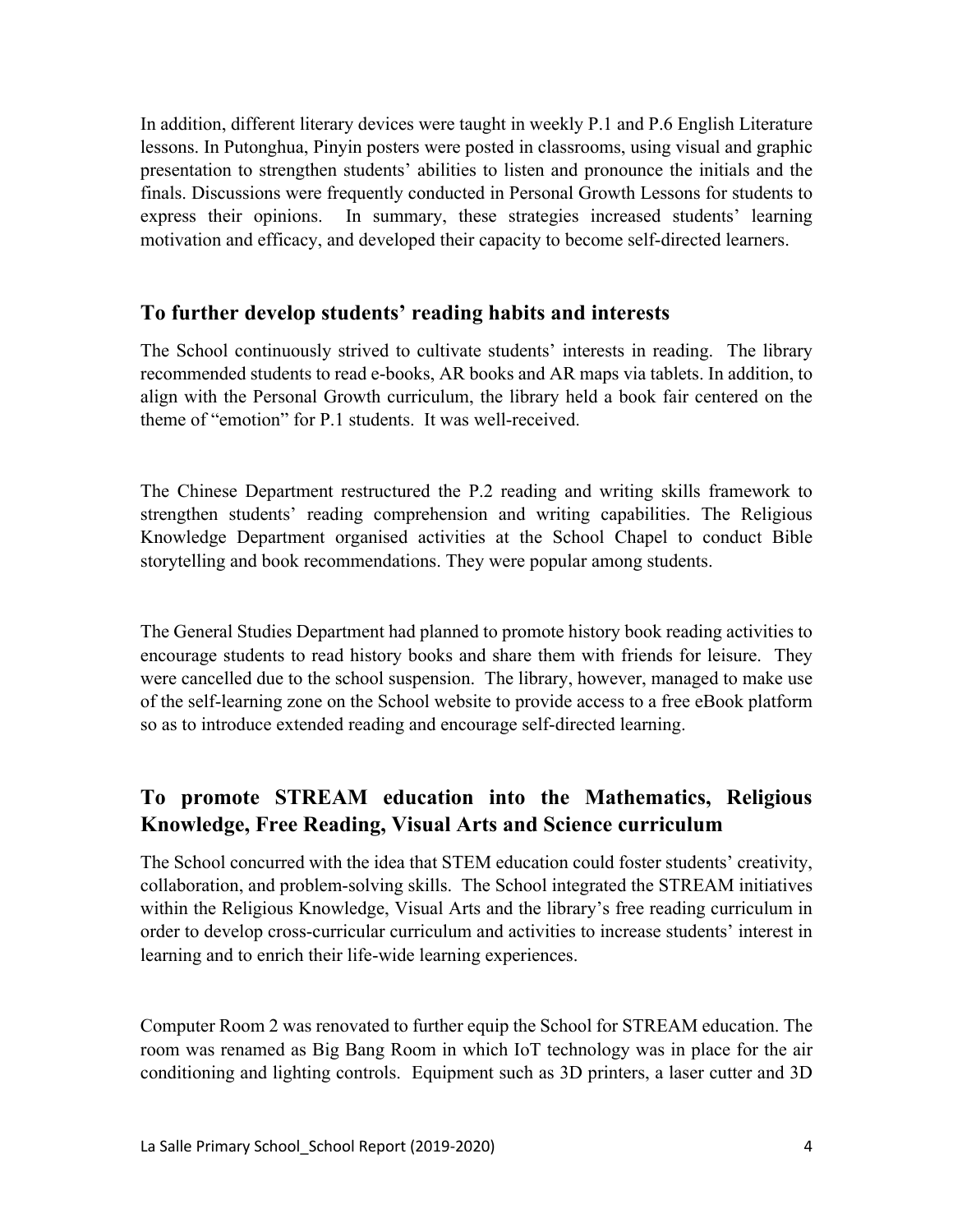In addition, different literary devices were taught in weekly P.1 and P.6 English Literature lessons. In Putonghua, Pinyin posters were posted in classrooms, using visual and graphic presentation to strengthen students' abilities to listen and pronounce the initials and the finals. Discussions were frequently conducted in Personal Growth Lessons for students to express their opinions. In summary, these strategies increased students' learning motivation and efficacy, and developed their capacity to become self-directed learners.

## To further develop students' reading habits and interests

The School continuously strived to cultivate students' interests in reading. The library recommended students to read e-books, AR books and AR maps via tablets. In addition, to align with the Personal Growth curriculum, the library held a book fair centered on the theme of "emotion" for P.1 students. It was well-received.

The Chinese Department restructured the P.2 reading and writing skills framework to strengthen students' reading comprehension and writing capabilities. The Religious Knowledge Department organised activities at the School Chapel to conduct Bible storytelling and book recommendations. They were popular among students.

The General Studies Department had planned to promote history book reading activities to encourage students to read history books and share them with friends for leisure. They were cancelled due to the school suspension. The library, however, managed to make use of the self-learning zone on the School website to provide access to a free eBook platform so as to introduce extended reading and encourage self-directed learning.

## To promote STREAM education into the Mathematics, Religious Knowledge, Free Reading, Visual Arts and Science curriculum

The School concurred with the idea that STEM education could foster students' creativity, collaboration, and problem-solving skills. The School integrated the STREAM initiatives within the Religious Knowledge, Visual Arts and the library's free reading curriculum in order to develop cross-curricular curriculum and activities to increase students' interest in learning and to enrich their life-wide learning experiences.

Computer Room 2 was renovated to further equip the School for STREAM education. The room was renamed as Big Bang Room in which IoT technology was in place for the air conditioning and lighting controls. Equipment such as 3D printers, a laser cutter and 3D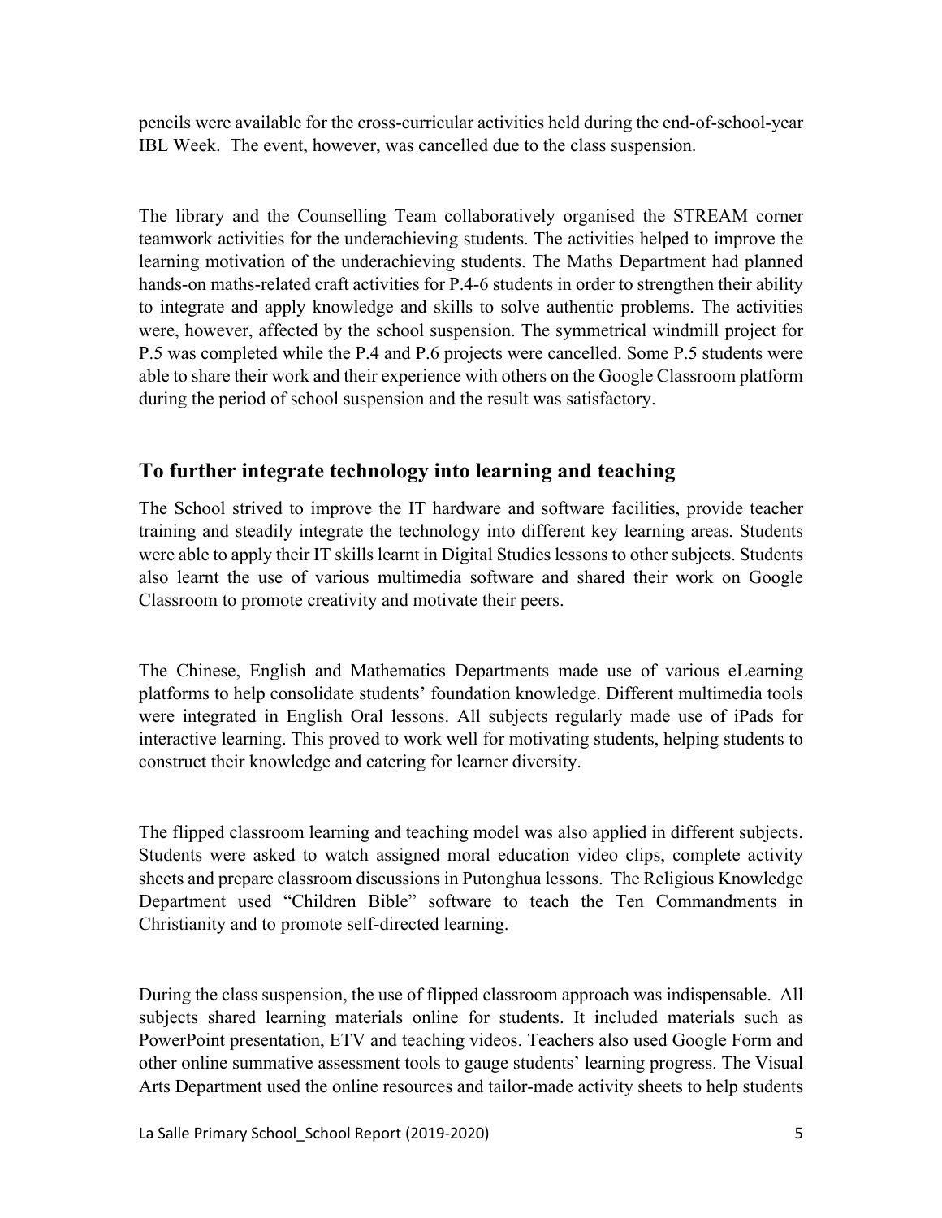pencils were available for the cross-curricular activities held during the end-of-school-year IBL Week. The event, however, was cancelled due to the class suspension.

The library and the Counselling Team collaboratively organised the STREAM corner teamwork activities for the underachieving students. The activities helped to improve the learning motivation of the underachieving students. The Maths Department had planned hands-on maths-related craft activities for P.4-6 students in order to strengthen their ability to integrate and apply knowledge and skills to solve authentic problems. The activities were, however, affected by the school suspension. The symmetrical windmill project for P.5 was completed while the P.4 and P.6 projects were cancelled. Some P.5 students were able to share their work and their experience with others on the Google Classroom platform during the period of school suspension and the result was satisfactory.

## To further integrate technology into learning and teaching

The School strived to improve the IT hardware and software facilities, provide teacher training and steadily integrate the technology into different key learning areas. Students were able to apply their IT skills learnt in Digital Studies lessons to other subjects. Students also learnt the use of various multimedia software and shared their work on Google Classroom to promote creativity and motivate their peers.

The Chinese, English and Mathematics Departments made use of various eLearning platforms to help consolidate students' foundation knowledge. Different multimedia tools were integrated in English Oral lessons. All subjects regularly made use of iPads for interactive learning. This proved to work well for motivating students, helping students to construct their knowledge and catering for learner diversity.

The flipped classroom learning and teaching model was also applied in different subjects. Students were asked to watch assigned moral education video clips, complete activity sheets and prepare classroom discussions in Putonghua lessons. The Religious Knowledge Department used "Children Bible" software to teach the Ten Commandments in Christianity and to promote self-directed learning.

During the class suspension, the use of flipped classroom approach was indispensable. All subjects shared learning materials online for students. It included materials such as PowerPoint presentation, ETV and teaching videos. Teachers also used Google Form and other online summative assessment tools to gauge students' learning progress. The Visual Arts Department used the online resources and tailor-made activity sheets to help students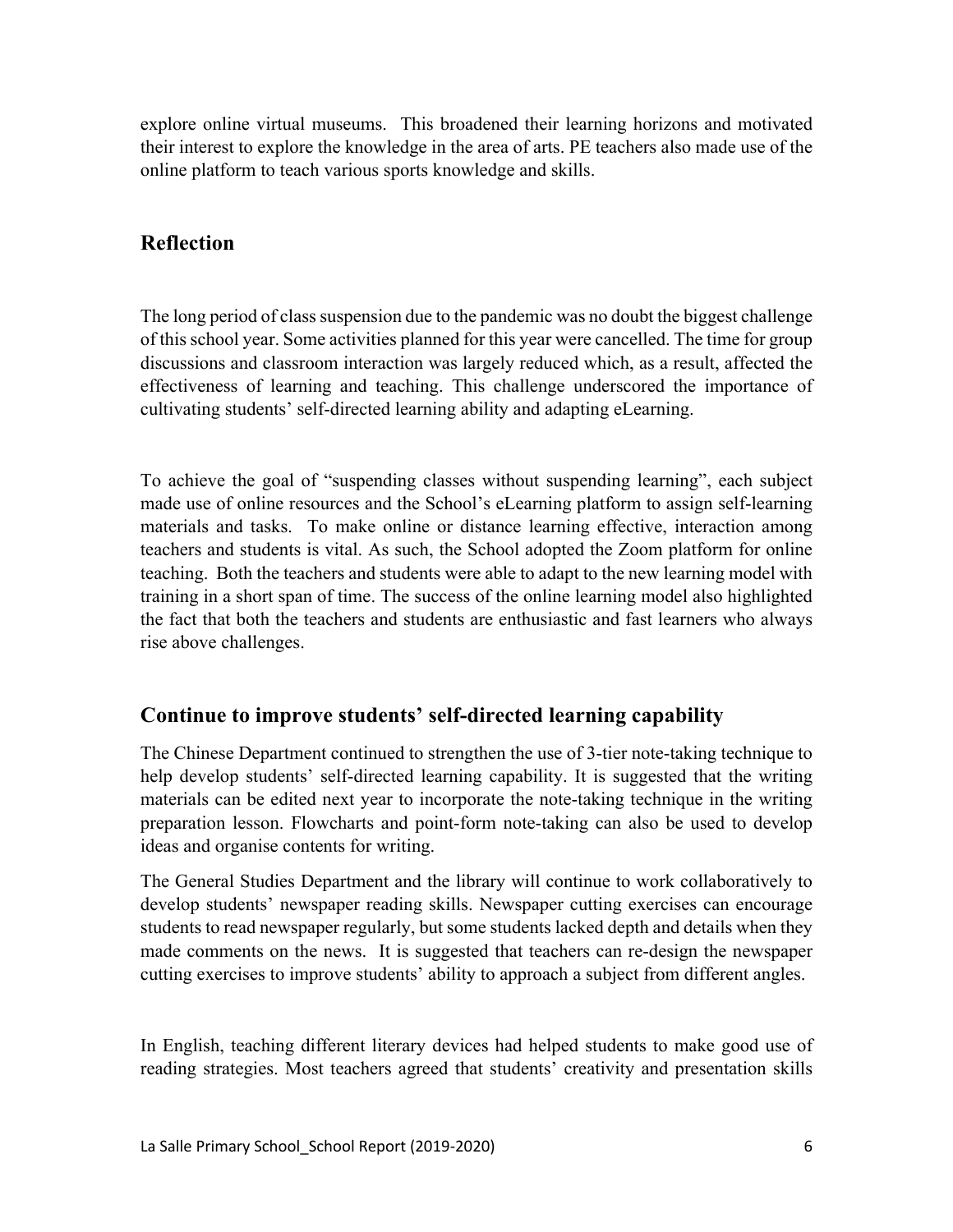explore online virtual museums. This broadened their learning horizons and motivated their interest to explore the knowledge in the area of arts. PE teachers also made use of the online platform to teach various sports knowledge and skills.

## Reflection

The long period of class suspension due to the pandemic was no doubt the biggest challenge of this school year. Some activities planned for this year were cancelled. The time for group discussions and classroom interaction was largely reduced which, as a result, affected the effectiveness of learning and teaching. This challenge underscored the importance of cultivating students' self-directed learning ability and adapting eLearning.

To achieve the goal of "suspending classes without suspending learning", each subject made use of online resources and the School's eLearning platform to assign self-learning materials and tasks. To make online or distance learning effective, interaction among teachers and students is vital. As such, the School adopted the Zoom platform for online teaching. Both the teachers and students were able to adapt to the new learning model with training in a short span of time. The success of the online learning model also highlighted the fact that both the teachers and students are enthusiastic and fast learners who always rise above challenges.

## Continue to improve students' self-directed learning capability

The Chinese Department continued to strengthen the use of 3-tier note-taking technique to help develop students' self-directed learning capability. It is suggested that the writing materials can be edited next year to incorporate the note-taking technique in the writing preparation lesson. Flowcharts and point-form note-taking can also be used to develop ideas and organise contents for writing.

The General Studies Department and the library will continue to work collaboratively to develop students' newspaper reading skills. Newspaper cutting exercises can encourage students to read newspaper regularly, but some students lacked depth and details when they made comments on the news. It is suggested that teachers can re-design the newspaper cutting exercises to improve students' ability to approach a subject from different angles.

In English, teaching different literary devices had helped students to make good use of reading strategies. Most teachers agreed that students' creativity and presentation skills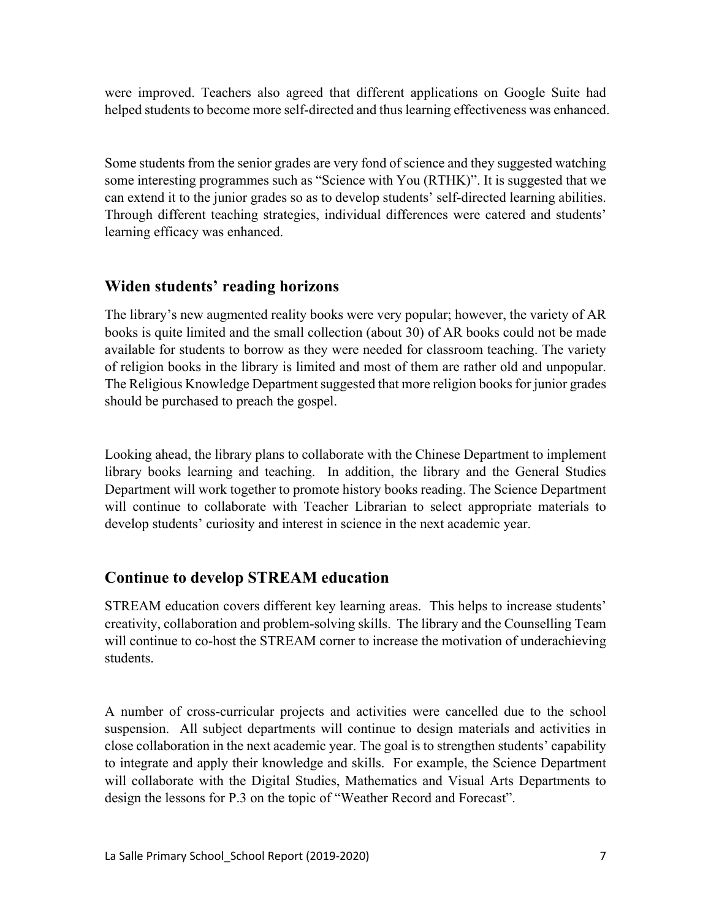were improved. Teachers also agreed that different applications on Google Suite had helped students to become more self-directed and thus learning effectiveness was enhanced.

Some students from the senior grades are very fond of science and they suggested watching some interesting programmes such as "Science with You (RTHK)". It is suggested that we can extend it to the junior grades so as to develop students' self-directed learning abilities. Through different teaching strategies, individual differences were catered and students' learning efficacy was enhanced.

## Widen students' reading horizons

The library's new augmented reality books were very popular; however, the variety of AR books is quite limited and the small collection (about 30) of AR books could not be made available for students to borrow as they were needed for classroom teaching. The variety of religion books in the library is limited and most of them are rather old and unpopular. The Religious Knowledge Department suggested that more religion books for junior grades should be purchased to preach the gospel.

Looking ahead, the library plans to collaborate with the Chinese Department to implement library books learning and teaching. In addition, the library and the General Studies Department will work together to promote history books reading. The Science Department will continue to collaborate with Teacher Librarian to select appropriate materials to develop students' curiosity and interest in science in the next academic year.

## Continue to develop STREAM education

STREAM education covers different key learning areas. This helps to increase students' creativity, collaboration and problem-solving skills. The library and the Counselling Team will continue to co-host the STREAM corner to increase the motivation of underachieving students.

A number of cross-curricular projects and activities were cancelled due to the school suspension. All subject departments will continue to design materials and activities in close collaboration in the next academic year. The goal is to strengthen students' capability to integrate and apply their knowledge and skills. For example, the Science Department will collaborate with the Digital Studies, Mathematics and Visual Arts Departments to design the lessons for P.3 on the topic of "Weather Record and Forecast".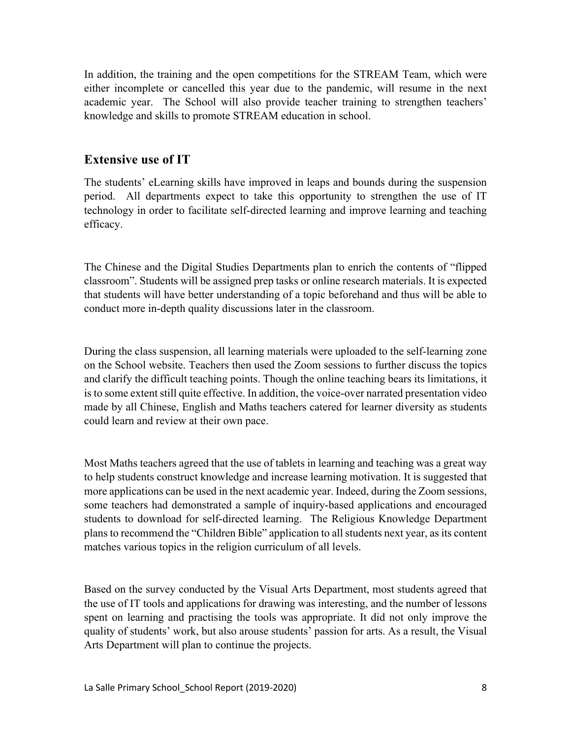In addition, the training and the open competitions for the STREAM Team, which were either incomplete or cancelled this year due to the pandemic, will resume in the next academic year. The School will also provide teacher training to strengthen teachers' knowledge and skills to promote STREAM education in school.

## Extensive use of IT

The students' eLearning skills have improved in leaps and bounds during the suspension period. All departments expect to take this opportunity to strengthen the use of IT technology in order to facilitate self-directed learning and improve learning and teaching efficacy.

The Chinese and the Digital Studies Departments plan to enrich the contents of "flipped classroom". Students will be assigned prep tasks or online research materials. It is expected that students will have better understanding of a topic beforehand and thus will be able to conduct more in-depth quality discussions later in the classroom.

During the class suspension, all learning materials were uploaded to the self-learning zone on the School website. Teachers then used the Zoom sessions to further discuss the topics and clarify the difficult teaching points. Though the online teaching bears its limitations, it is to some extent still quite effective. In addition, the voice-over narrated presentation video made by all Chinese, English and Maths teachers catered for learner diversity as students could learn and review at their own pace.

Most Maths teachers agreed that the use of tablets in learning and teaching was a great way to help students construct knowledge and increase learning motivation. It is suggested that more applications can be used in the next academic year. Indeed, during the Zoom sessions, some teachers had demonstrated a sample of inquiry-based applications and encouraged students to download for self-directed learning. The Religious Knowledge Department plans to recommend the "Children Bible" application to all students next year, as its content matches various topics in the religion curriculum of all levels.

Based on the survey conducted by the Visual Arts Department, most students agreed that the use of IT tools and applications for drawing was interesting, and the number of lessons spent on learning and practising the tools was appropriate. It did not only improve the quality of students' work, but also arouse students' passion for arts. As a result, the Visual Arts Department will plan to continue the projects.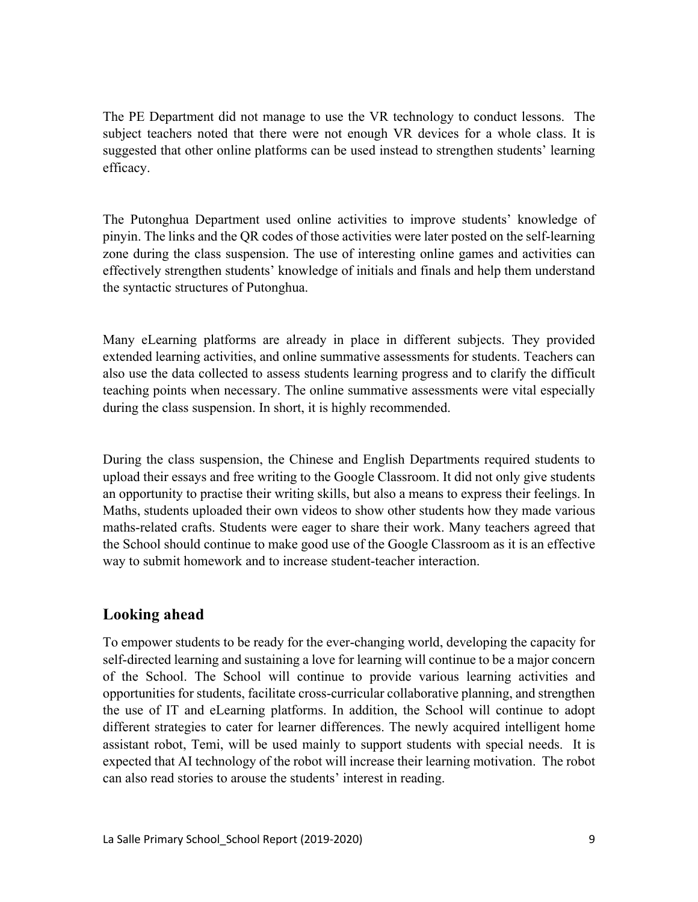The PE Department did not manage to use the VR technology to conduct lessons. The subject teachers noted that there were not enough VR devices for a whole class. It is suggested that other online platforms can be used instead to strengthen students' learning efficacy.

The Putonghua Department used online activities to improve students' knowledge of pinyin. The links and the QR codes of those activities were later posted on the self-learning zone during the class suspension. The use of interesting online games and activities can effectively strengthen students' knowledge of initials and finals and help them understand the syntactic structures of Putonghua.

Many eLearning platforms are already in place in different subjects. They provided extended learning activities, and online summative assessments for students. Teachers can also use the data collected to assess students learning progress and to clarify the difficult teaching points when necessary. The online summative assessments were vital especially during the class suspension. In short, it is highly recommended.

During the class suspension, the Chinese and English Departments required students to upload their essays and free writing to the Google Classroom. It did not only give students an opportunity to practise their writing skills, but also a means to express their feelings. In Maths, students uploaded their own videos to show other students how they made various maths-related crafts. Students were eager to share their work. Many teachers agreed that the School should continue to make good use of the Google Classroom as it is an effective way to submit homework and to increase student-teacher interaction.

## Looking ahead

To empower students to be ready for the ever-changing world, developing the capacity for self-directed learning and sustaining a love for learning will continue to be a major concern of the School. The School will continue to provide various learning activities and opportunities for students, facilitate cross-curricular collaborative planning, and strengthen the use of IT and eLearning platforms. In addition, the School will continue to adopt different strategies to cater for learner differences. The newly acquired intelligent home assistant robot, Temi, will be used mainly to support students with special needs. It is expected that AI technology of the robot will increase their learning motivation. The robot can also read stories to arouse the students' interest in reading.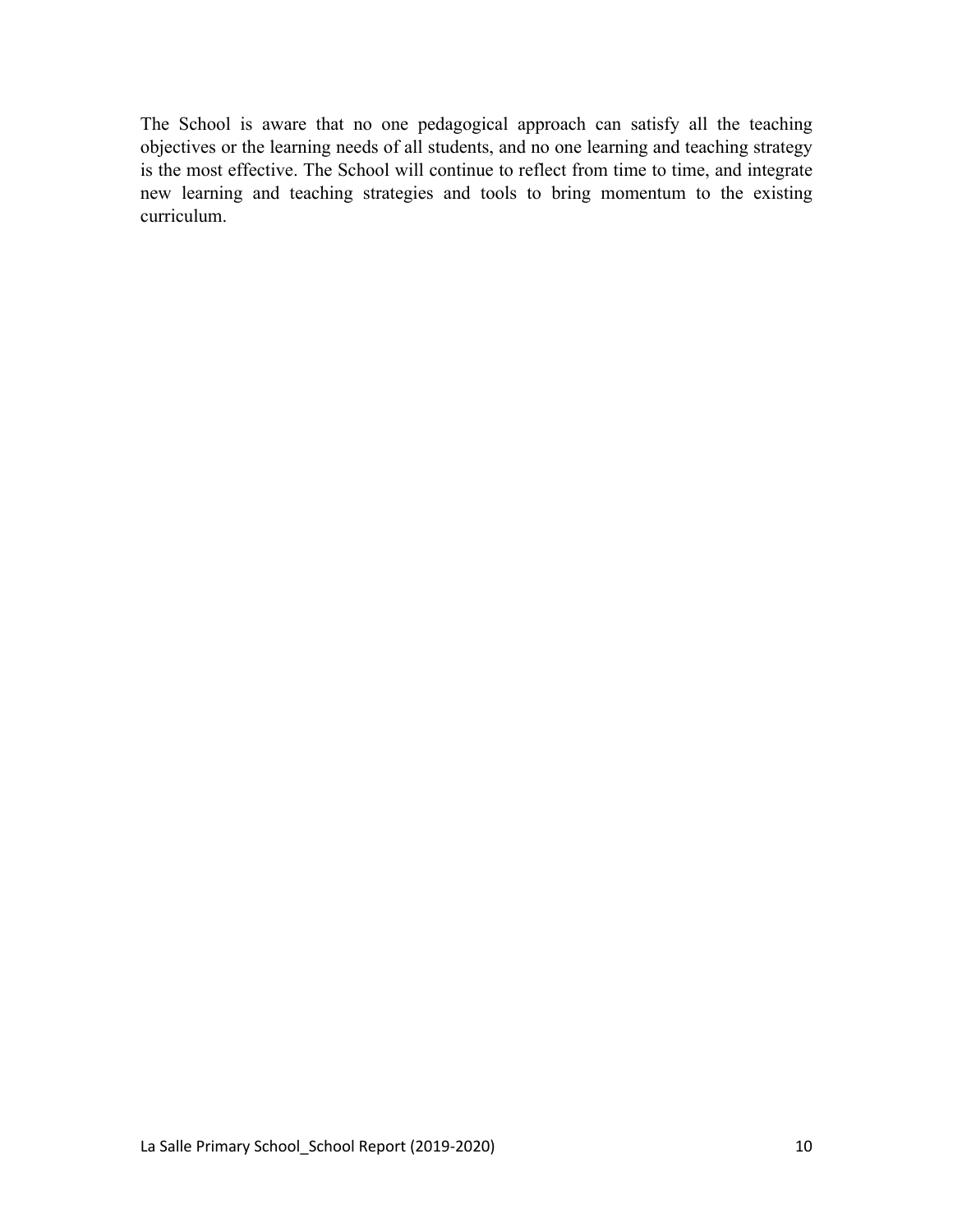The School is aware that no one pedagogical approach can satisfy all the teaching objectives or the learning needs of all students, and no one learning and teaching strategy is the most effective. The School will continue to reflect from time to time, and integrate new learning and teaching strategies and tools to bring momentum to the existing curriculum.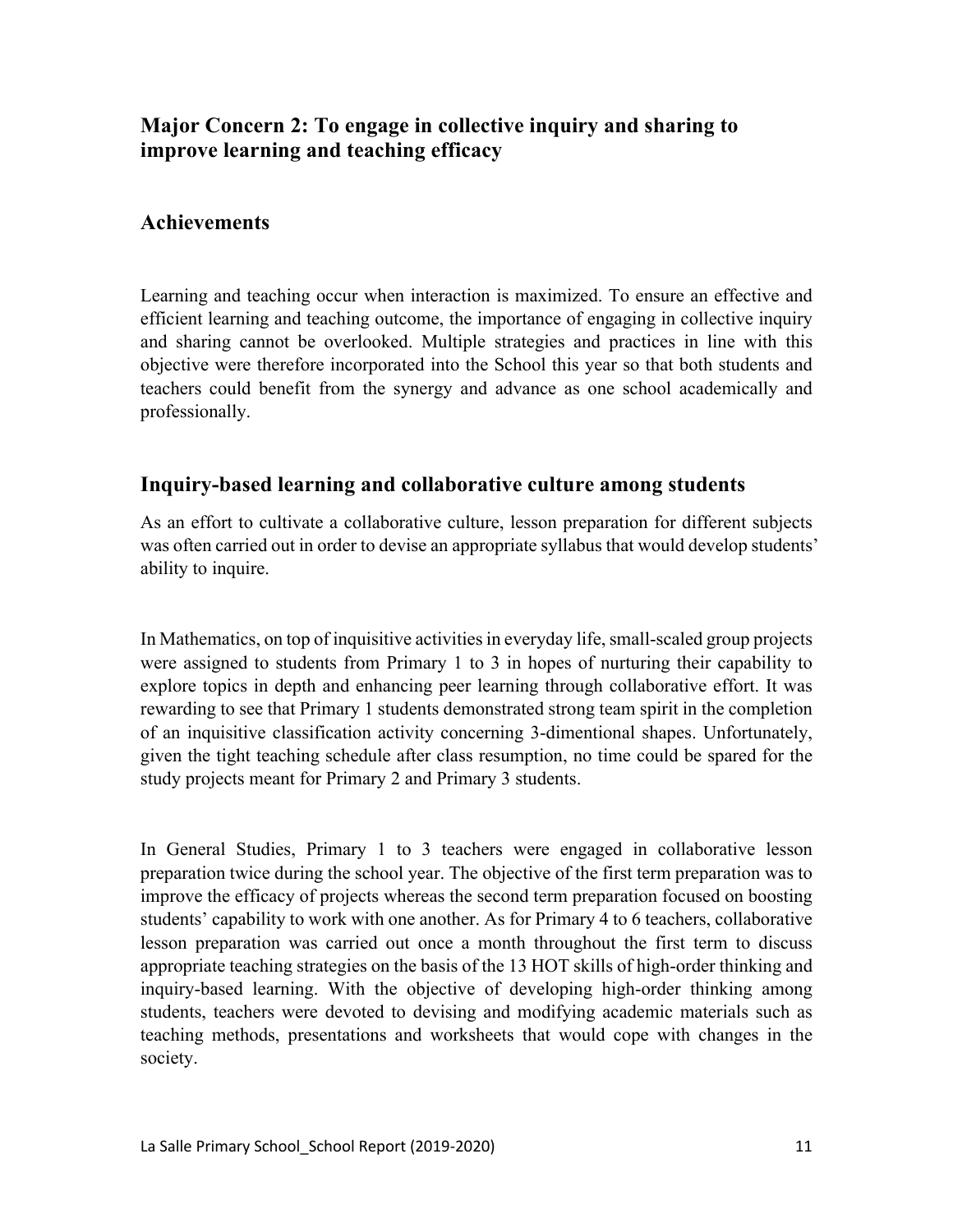## Major Concern 2: To engage in collective inquiry and sharing to improve learning and teaching efficacy

### Achievements

Learning and teaching occur when interaction is maximized. To ensure an effective and efficient learning and teaching outcome, the importance of engaging in collective inquiry and sharing cannot be overlooked. Multiple strategies and practices in line with this objective were therefore incorporated into the School this year so that both students and teachers could benefit from the synergy and advance as one school academically and professionally.

### Inquiry-based learning and collaborative culture among students

As an effort to cultivate a collaborative culture, lesson preparation for different subjects was often carried out in order to devise an appropriate syllabus that would develop students' ability to inquire.

In Mathematics, on top of inquisitive activities in everyday life, small-scaled group projects were assigned to students from Primary 1 to 3 in hopes of nurturing their capability to explore topics in depth and enhancing peer learning through collaborative effort. It was rewarding to see that Primary 1 students demonstrated strong team spirit in the completion of an inquisitive classification activity concerning 3-dimentional shapes. Unfortunately, given the tight teaching schedule after class resumption, no time could be spared for the study projects meant for Primary 2 and Primary 3 students.

In General Studies, Primary 1 to 3 teachers were engaged in collaborative lesson preparation twice during the school year. The objective of the first term preparation was to improve the efficacy of projects whereas the second term preparation focused on boosting students' capability to work with one another. As for Primary 4 to 6 teachers, collaborative lesson preparation was carried out once a month throughout the first term to discuss appropriate teaching strategies on the basis of the 13 HOT skills of high-order thinking and inquiry-based learning. With the objective of developing high-order thinking among students, teachers were devoted to devising and modifying academic materials such as teaching methods, presentations and worksheets that would cope with changes in the society.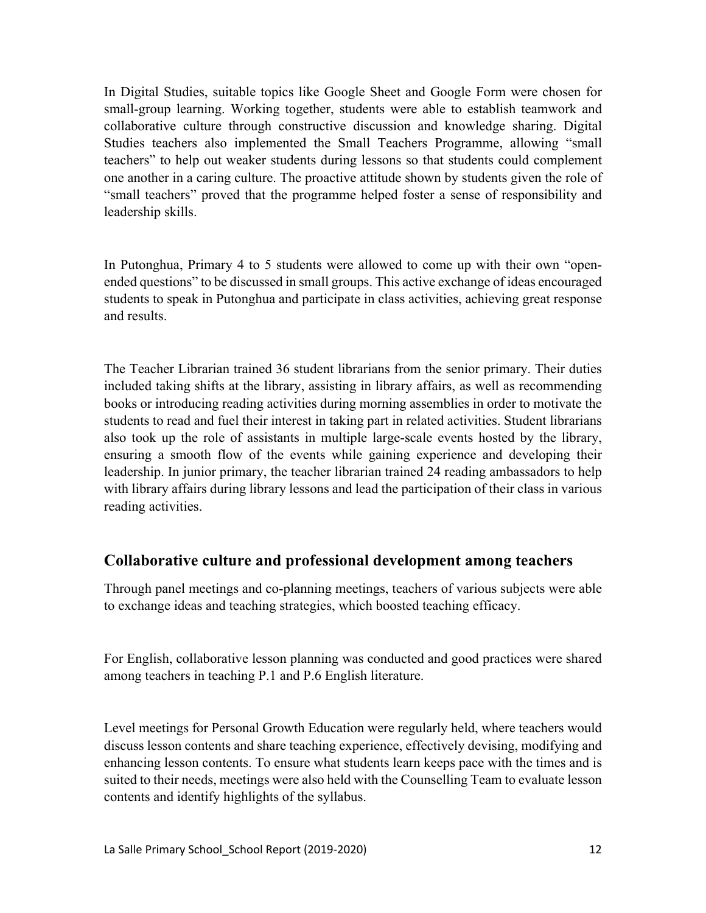In Digital Studies, suitable topics like Google Sheet and Google Form were chosen for small-group learning. Working together, students were able to establish teamwork and collaborative culture through constructive discussion and knowledge sharing. Digital Studies teachers also implemented the Small Teachers Programme, allowing "small teachers" to help out weaker students during lessons so that students could complement one another in a caring culture. The proactive attitude shown by students given the role of "small teachers" proved that the programme helped foster a sense of responsibility and leadership skills.

In Putonghua, Primary 4 to 5 students were allowed to come up with their own "open-ended questions" to be discussed in small groups. This active exchange of ideas encouraged students to speak in Putonghua and participate in class activities, achieving great response and results.

The Teacher Librarian trained 36 student librarians from the senior primary. Their duties included taking shifts at the library, assisting in library affairs, as well as recommending books or introducing reading activities during morning assemblies in order to motivate the students to read and fuel their interest in taking part in related activities. Student librarians also took up the role of assistants in multiple large-scale events hosted by the library, ensuring a smooth flow of the events while gaining experience and developing their leadership. In junior primary, the teacher librarian trained 24 reading ambassadors to help with library affairs during library lessons and lead the participation of their class in various reading activities.

## Collaborative culture and professional development among teachers

Through panel meetings and co-planning meetings, teachers of various subjects were able to exchange ideas and teaching strategies, which boosted teaching efficacy.

For English, collaborative lesson planning was conducted and good practices were shared among teachers in teaching P.1 and P.6 English literature.

Level meetings for Personal Growth Education were regularly held, where teachers would discuss lesson contents and share teaching experience, effectively devising, modifying and enhancing lesson contents. To ensure what students learn keeps pace with the times and is suited to their needs, meetings were also held with the Counselling Team to evaluate lesson contents and identify highlights of the syllabus.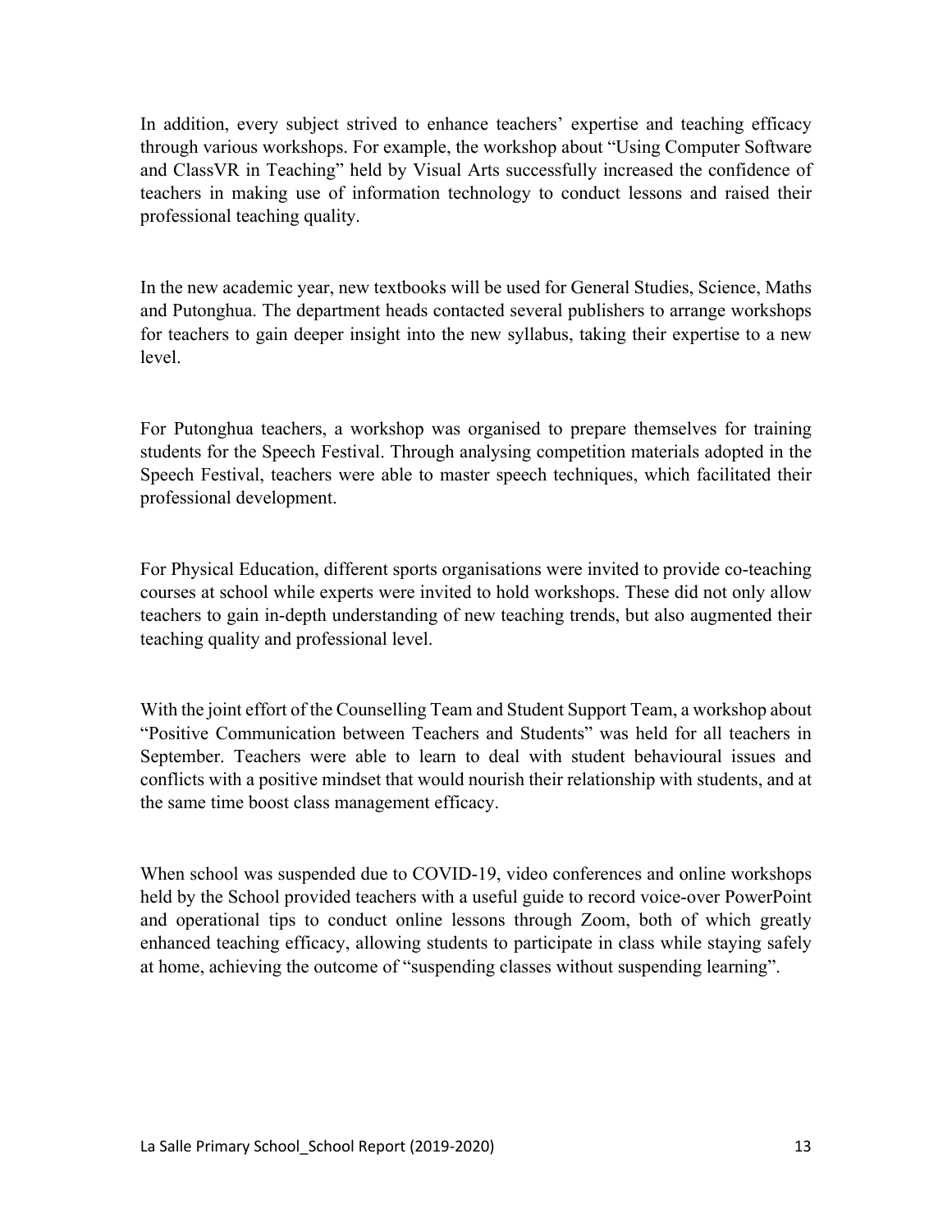In addition, every subject strived to enhance teachers' expertise and teaching efficacy through various workshops. For example, the workshop about "Using Computer Software and ClassVR in Teaching" held by Visual Arts successfully increased the confidence of teachers in making use of information technology to conduct lessons and raised their professional teaching quality.

In the new academic year, new textbooks will be used for General Studies, Science, Maths and Putonghua. The department heads contacted several publishers to arrange workshops for teachers to gain deeper insight into the new syllabus, taking their expertise to a new level.

For Putonghua teachers, a workshop was organised to prepare themselves for training students for the Speech Festival. Through analysing competition materials adopted in the Speech Festival, teachers were able to master speech techniques, which facilitated their professional development.

For Physical Education, different sports organisations were invited to provide co-teaching courses at school while experts were invited to hold workshops. These did not only allow teachers to gain in-depth understanding of new teaching trends, but also augmented their teaching quality and professional level.

With the joint effort of the Counselling Team and Student Support Team, a workshop about "Positive Communication between Teachers and Students" was held for all teachers in September. Teachers were able to learn to deal with student behavioural issues and conflicts with a positive mindset that would nourish their relationship with students, and at the same time boost class management efficacy.

When school was suspended due to COVID-19, video conferences and online workshops held by the School provided teachers with a useful guide to record voice-over PowerPoint and operational tips to conduct online lessons through Zoom, both of which greatly enhanced teaching efficacy, allowing students to participate in class while staying safely at home, achieving the outcome of "suspending classes without suspending learning".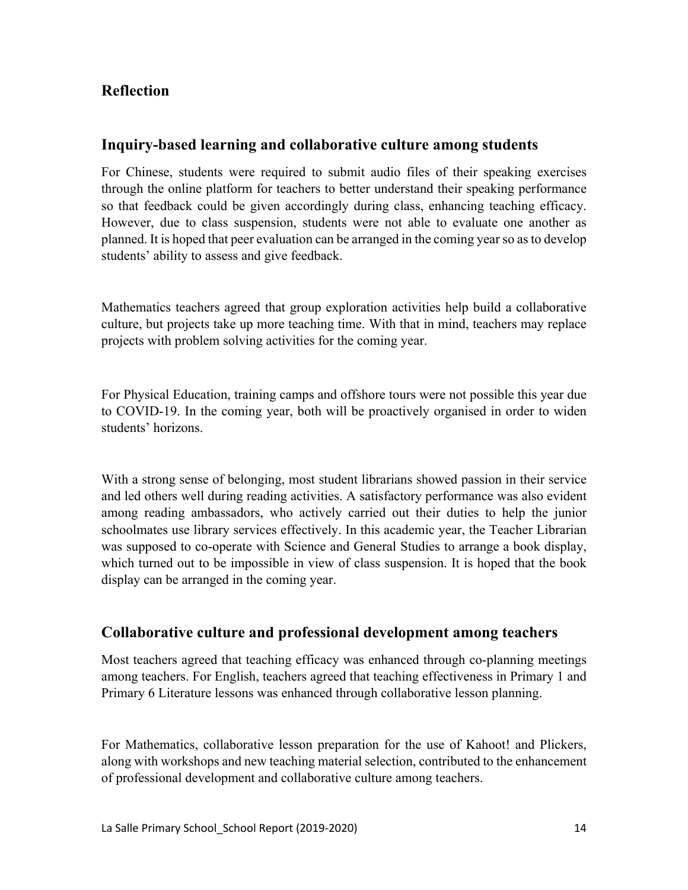## Reflection

### Inquiry-based learning and collaborative culture among students

For Chinese, students were required to submit audio files of their speaking exercises through the online platform for teachers to better understand their speaking performance so that feedback could be given accordingly during class, enhancing teaching efficacy. However, due to class suspension, students were not able to evaluate one another as planned. It is hoped that peer evaluation can be arranged in the coming year so as to develop students' ability to assess and give feedback.

Mathematics teachers agreed that group exploration activities help build a collaborative culture, but projects take up more teaching time. With that in mind, teachers may replace projects with problem solving activities for the coming year.

For Physical Education, training camps and offshore tours were not possible this year due to COVID-19. In the coming year, both will be proactively organised in order to widen students' horizons.

With a strong sense of belonging, most student librarians showed passion in their service and led others well during reading activities. A satisfactory performance was also evident among reading ambassadors, who actively carried out their duties to help the junior schoolmates use library services effectively. In this academic year, the Teacher Librarian was supposed to co-operate with Science and General Studies to arrange a book display, which turned out to be impossible in view of class suspension. It is hoped that the book display can be arranged in the coming year.

### Collaborative culture and professional development among teachers

Most teachers agreed that teaching efficacy was enhanced through co-planning meetings among teachers. For English, teachers agreed that teaching effectiveness in Primary 1 and Primary 6 Literature lessons was enhanced through collaborative lesson planning.

For Mathematics, collaborative lesson preparation for the use of Kahoot! and Plickers, along with workshops and new teaching material selection, contributed to the enhancement of professional development and collaborative culture among teachers.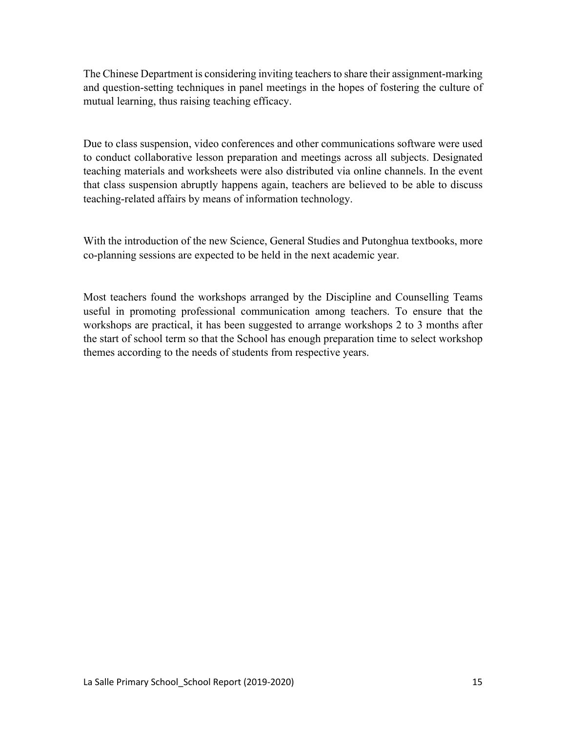The Chinese Department is considering inviting teachers to share their assignment-marking and question-setting techniques in panel meetings in the hopes of fostering the culture of mutual learning, thus raising teaching efficacy.

Due to class suspension, video conferences and other communications software were used to conduct collaborative lesson preparation and meetings across all subjects. Designated teaching materials and worksheets were also distributed via online channels. In the event that class suspension abruptly happens again, teachers are believed to be able to discuss teaching-related affairs by means of information technology.

With the introduction of the new Science, General Studies and Putonghua textbooks, more co-planning sessions are expected to be held in the next academic year.

Most teachers found the workshops arranged by the Discipline and Counselling Teams useful in promoting professional communication among teachers. To ensure that the workshops are practical, it has been suggested to arrange workshops 2 to 3 months after the start of school term so that the School has enough preparation time to select workshop themes according to the needs of students from respective years.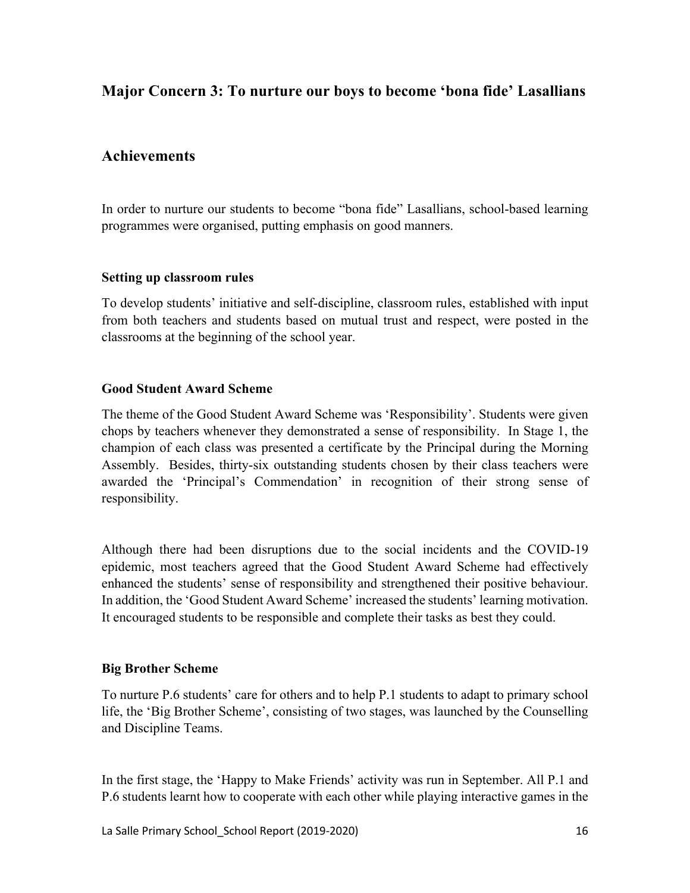## Major Concern 3: To nurture our boys to become 'bona fide' Lasallians

## Achievements

In order to nurture our students to become "bona fide" Lasallians, school-based learning programmes were organised, putting emphasis on good manners.

**Setting up classroom rules**

To develop students' initiative and self-discipline, classroom rules, established with input from both teachers and students based on mutual trust and respect, were posted in the classrooms at the beginning of the school year.

**Good Student Award Scheme**

The theme of the Good Student Award Scheme was 'Responsibility'. Students were given chops by teachers whenever they demonstrated a sense of responsibility. In Stage 1, the champion of each class was presented a certificate by the Principal during the Morning Assembly. Besides, thirty-six outstanding students chosen by their class teachers were awarded the 'Principal's Commendation' in recognition of their strong sense of responsibility.

Although there had been disruptions due to the social incidents and the COVID-19 epidemic, most teachers agreed that the Good Student Award Scheme had effectively enhanced the students' sense of responsibility and strengthened their positive behaviour. In addition, the 'Good Student Award Scheme' increased the students' learning motivation. It encouraged students to be responsible and complete their tasks as best they could.

**Big Brother Scheme**

To nurture P.6 students' care for others and to help P.1 students to adapt to primary school life, the 'Big Brother Scheme', consisting of two stages, was launched by the Counselling and Discipline Teams.

In the first stage, the 'Happy to Make Friends' activity was run in September. All P.1 and P.6 students learnt how to cooperate with each other while playing interactive games in the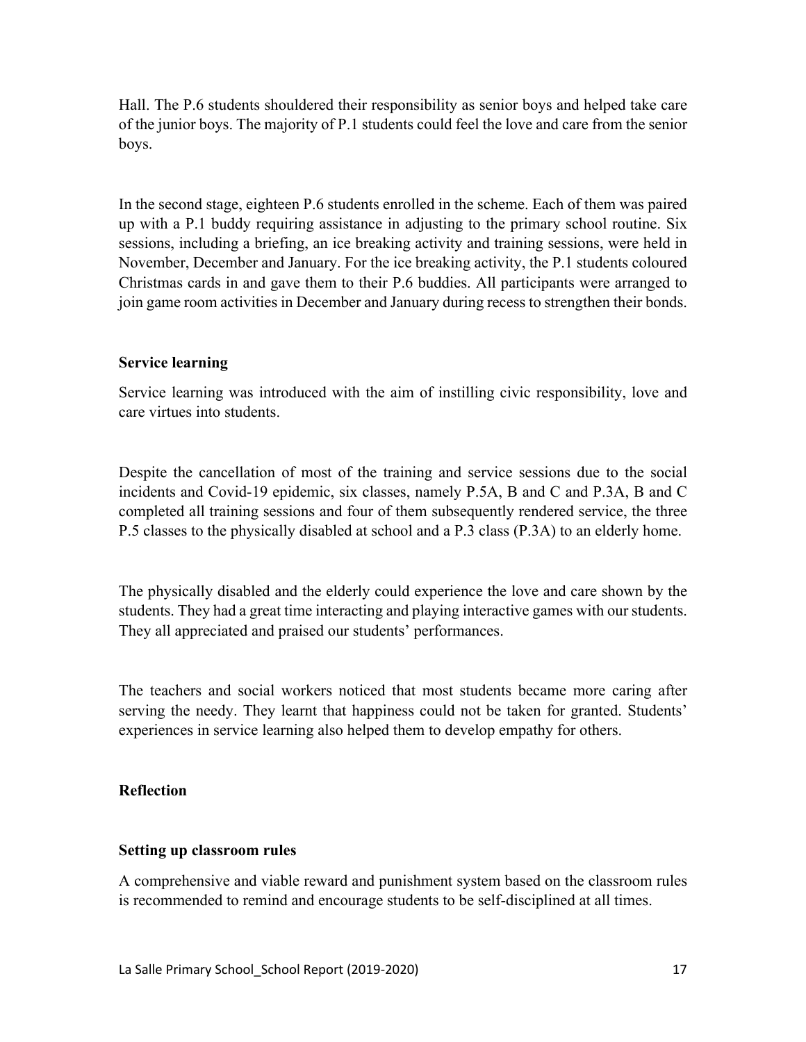Hall. The P.6 students shouldered their responsibility as senior boys and helped take care of the junior boys. The majority of P.1 students could feel the love and care from the senior boys.

In the second stage, eighteen P.6 students enrolled in the scheme. Each of them was paired up with a P.1 buddy requiring assistance in adjusting to the primary school routine. Six sessions, including a briefing, an ice breaking activity and training sessions, were held in November, December and January. For the ice breaking activity, the P.1 students coloured Christmas cards in and gave them to their P.6 buddies. All participants were arranged to join game room activities in December and January during recess to strengthen their bonds.

**Service learning**

Service learning was introduced with the aim of instilling civic responsibility, love and care virtues into students.

Despite the cancellation of most of the training and service sessions due to the social incidents and Covid-19 epidemic, six classes, namely P.5A, B and C and P.3A, B and C completed all training sessions and four of them subsequently rendered service, the three P.5 classes to the physically disabled at school and a P.3 class (P.3A) to an elderly home.

The physically disabled and the elderly could experience the love and care shown by the students. They had a great time interacting and playing interactive games with our students. They all appreciated and praised our students' performances.

The teachers and social workers noticed that most students became more caring after serving the needy. They learnt that happiness could not be taken for granted. Students' experiences in service learning also helped them to develop empathy for others.

**Reflection**

**Setting up classroom rules**

A comprehensive and viable reward and punishment system based on the classroom rules is recommended to remind and encourage students to be self-disciplined at all times.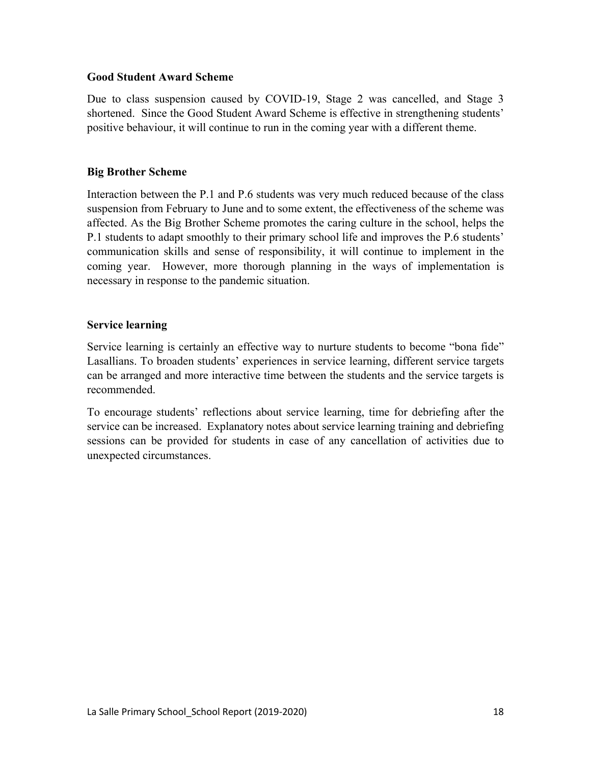**Good Student Award Scheme**

Due to class suspension caused by COVID-19, Stage 2 was cancelled, and Stage 3 shortened. Since the Good Student Award Scheme is effective in strengthening students' positive behaviour, it will continue to run in the coming year with a different theme.

**Big Brother Scheme**

Interaction between the P.1 and P.6 students was very much reduced because of the class suspension from February to June and to some extent, the effectiveness of the scheme was affected. As the Big Brother Scheme promotes the caring culture in the school, helps the P.1 students to adapt smoothly to their primary school life and improves the P.6 students' communication skills and sense of responsibility, it will continue to implement in the coming year. However, more thorough planning in the ways of implementation is necessary in response to the pandemic situation.

**Service learning**

Service learning is certainly an effective way to nurture students to become "bona fide" Lasallians. To broaden students' experiences in service learning, different service targets can be arranged and more interactive time between the students and the service targets is recommended.

To encourage students' reflections about service learning, time for debriefing after the service can be increased. Explanatory notes about service learning training and debriefing sessions can be provided for students in case of any cancellation of activities due to unexpected circumstances.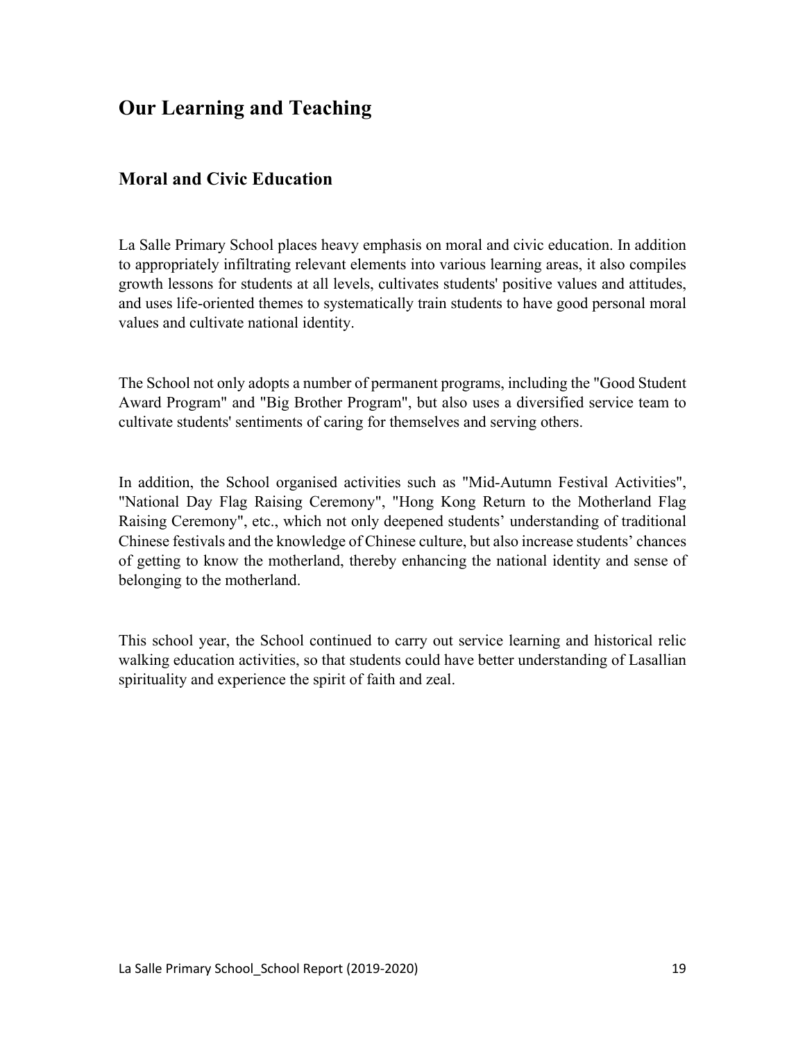# Our Learning and Teaching

## Moral and Civic Education

La Salle Primary School places heavy emphasis on moral and civic education. In addition to appropriately infiltrating relevant elements into various learning areas, it also compiles growth lessons for students at all levels, cultivates students' positive values and attitudes, and uses life-oriented themes to systematically train students to have good personal moral values and cultivate national identity.

The School not only adopts a number of permanent programs, including the "Good Student Award Program" and "Big Brother Program", but also uses a diversified service team to cultivate students' sentiments of caring for themselves and serving others.

In addition, the School organised activities such as "Mid-Autumn Festival Activities", "National Day Flag Raising Ceremony", "Hong Kong Return to the Motherland Flag Raising Ceremony", etc., which not only deepened students' understanding of traditional Chinese festivals and the knowledge of Chinese culture, but also increase students' chances of getting to know the motherland, thereby enhancing the national identity and sense of belonging to the motherland.

This school year, the School continued to carry out service learning and historical relic walking education activities, so that students could have better understanding of Lasallian spirituality and experience the spirit of faith and zeal.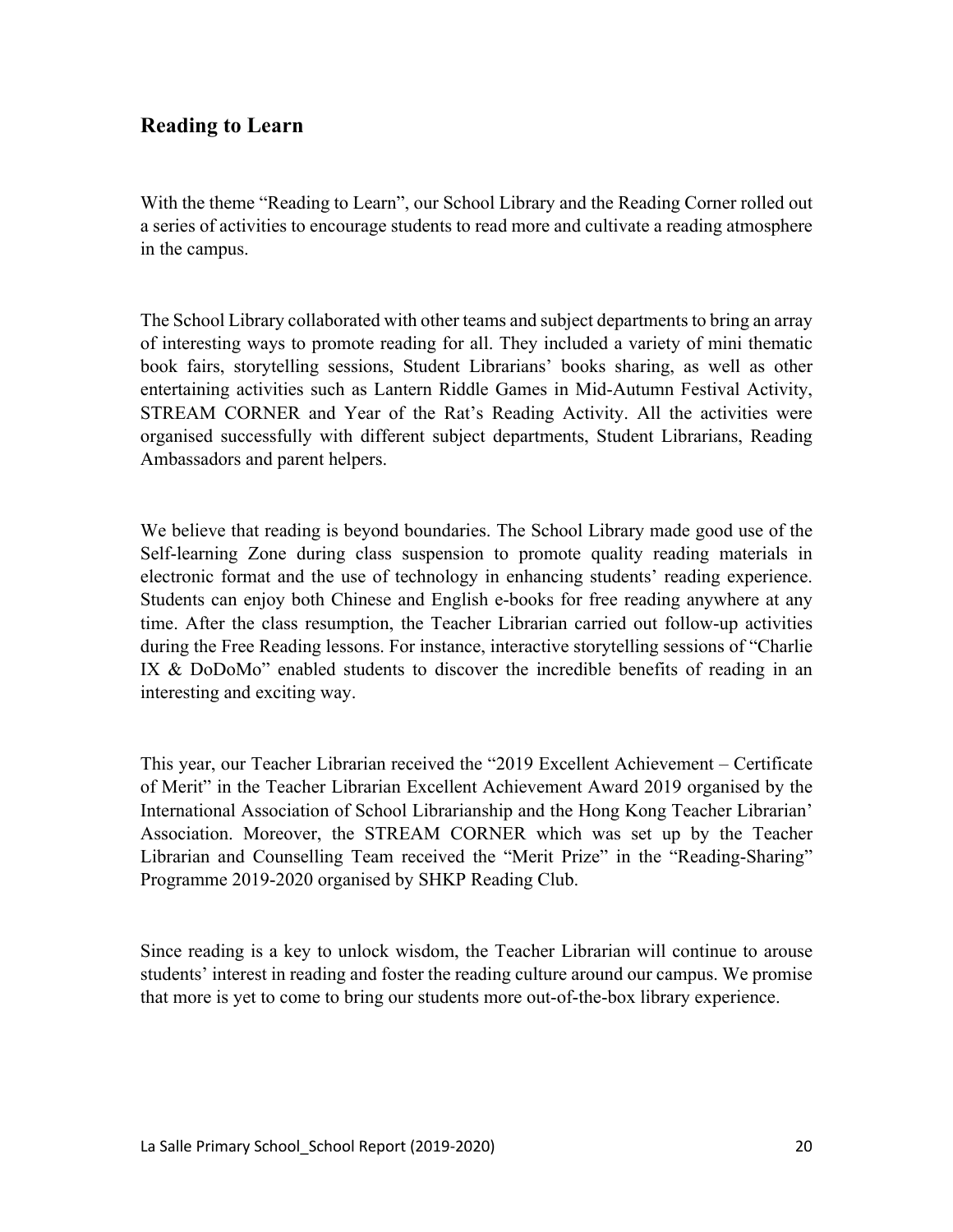## Reading to Learn

With the theme "Reading to Learn", our School Library and the Reading Corner rolled out a series of activities to encourage students to read more and cultivate a reading atmosphere in the campus.

The School Library collaborated with other teams and subject departments to bring an array of interesting ways to promote reading for all. They included a variety of mini thematic book fairs, storytelling sessions, Student Librarians' books sharing, as well as other entertaining activities such as Lantern Riddle Games in Mid-Autumn Festival Activity, STREAM CORNER and Year of the Rat's Reading Activity. All the activities were organised successfully with different subject departments, Student Librarians, Reading Ambassadors and parent helpers.

We believe that reading is beyond boundaries. The School Library made good use of the Self-learning Zone during class suspension to promote quality reading materials in electronic format and the use of technology in enhancing students' reading experience. Students can enjoy both Chinese and English e-books for free reading anywhere at any time. After the class resumption, the Teacher Librarian carried out follow-up activities during the Free Reading lessons. For instance, interactive storytelling sessions of "Charlie IX & DoDoMo" enabled students to discover the incredible benefits of reading in an interesting and exciting way.

This year, our Teacher Librarian received the "2019 Excellent Achievement – Certificate of Merit" in the Teacher Librarian Excellent Achievement Award 2019 organised by the International Association of School Librarianship and the Hong Kong Teacher Librarian' Association. Moreover, the STREAM CORNER which was set up by the Teacher Librarian and Counselling Team received the "Merit Prize" in the "Reading-Sharing" Programme 2019-2020 organised by SHKP Reading Club.

Since reading is a key to unlock wisdom, the Teacher Librarian will continue to arouse students' interest in reading and foster the reading culture around our campus. We promise that more is yet to come to bring our students more out-of-the-box library experience.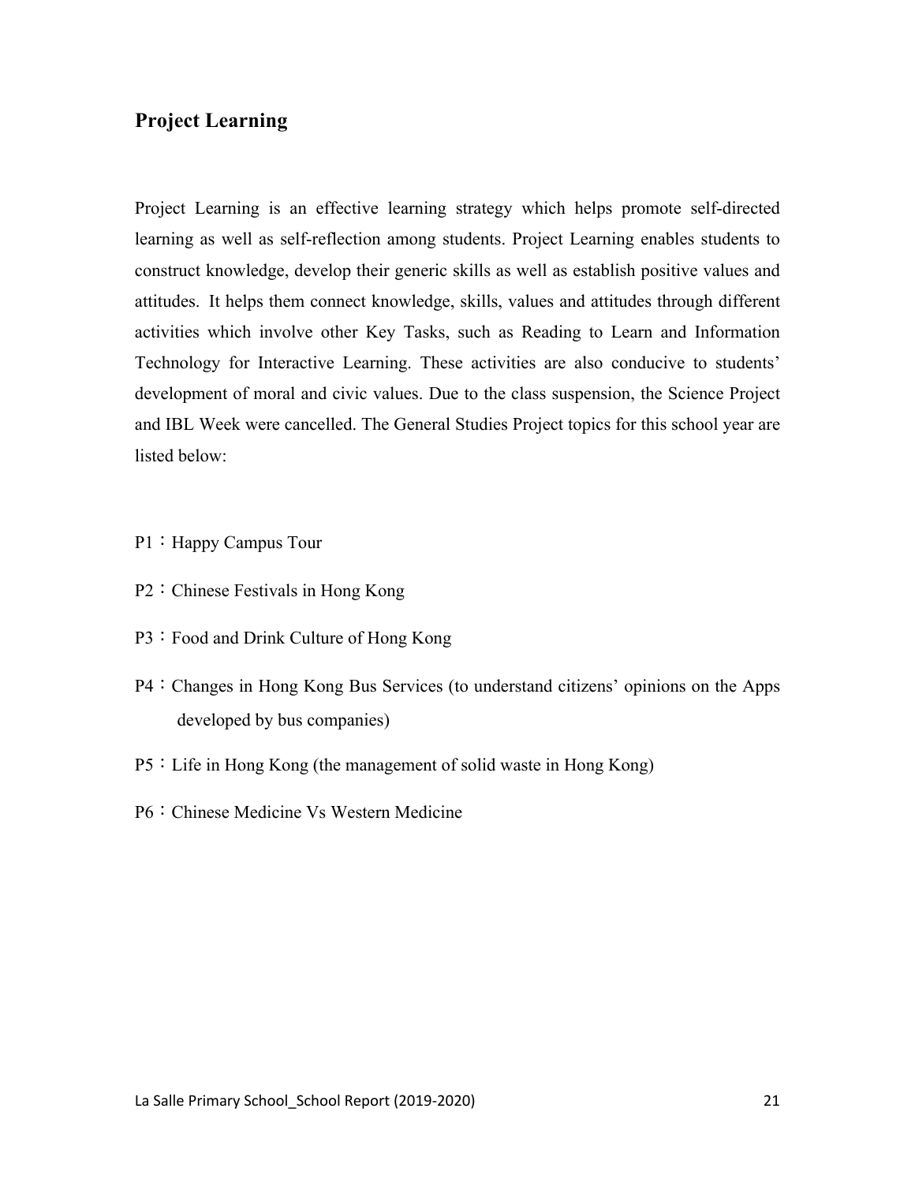## Project Learning

Project Learning is an effective learning strategy which helps promote self-directed learning as well as self-reflection among students. Project Learning enables students to construct knowledge, develop their generic skills as well as establish positive values and attitudes. It helps them connect knowledge, skills, values and attitudes through different activities which involve other Key Tasks, such as Reading to Learn and Information Technology for Interactive Learning. These activities are also conducive to students' development of moral and civic values. Due to the class suspension, the Science Project and IBL Week were cancelled. The General Studies Project topics for this school year are listed below:

P1：Happy Campus Tour

P2：Chinese Festivals in Hong Kong

P3：Food and Drink Culture of Hong Kong

P4：Changes in Hong Kong Bus Services (to understand citizens' opinions on the Apps developed by bus companies)

P5：Life in Hong Kong (the management of solid waste in Hong Kong)

P6：Chinese Medicine Vs Western Medicine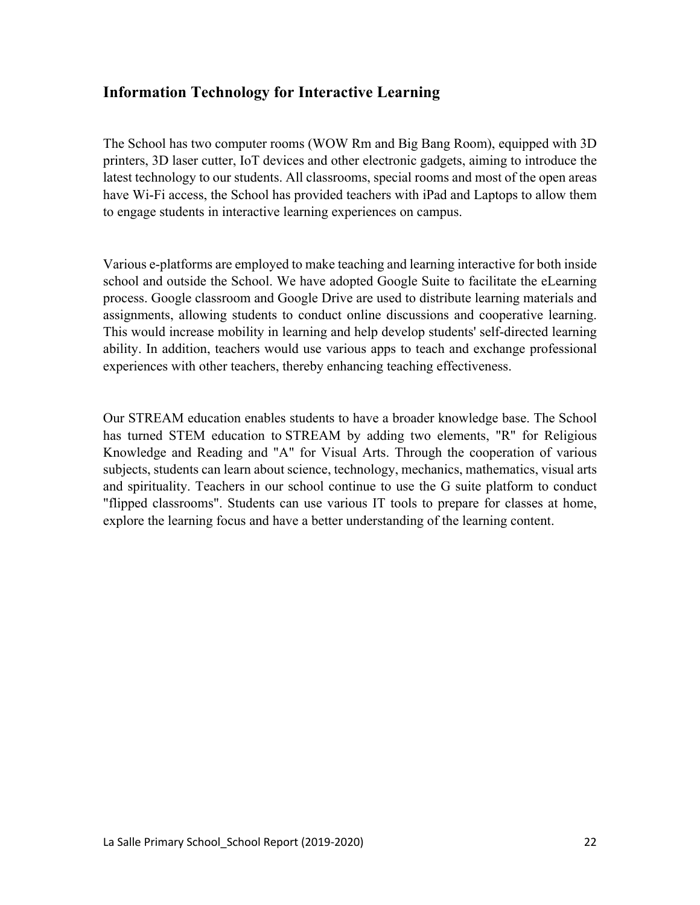## Information Technology for Interactive Learning

The School has two computer rooms (WOW Rm and Big Bang Room), equipped with 3D printers, 3D laser cutter, IoT devices and other electronic gadgets, aiming to introduce the latest technology to our students. All classrooms, special rooms and most of the open areas have Wi-Fi access, the School has provided teachers with iPad and Laptops to allow them to engage students in interactive learning experiences on campus.

Various e-platforms are employed to make teaching and learning interactive for both inside school and outside the School. We have adopted Google Suite to facilitate the eLearning process. Google classroom and Google Drive are used to distribute learning materials and assignments, allowing students to conduct online discussions and cooperative learning. This would increase mobility in learning and help develop students' self-directed learning ability. In addition, teachers would use various apps to teach and exchange professional experiences with other teachers, thereby enhancing teaching effectiveness.

Our STREAM education enables students to have a broader knowledge base. The School has turned STEM education to STREAM by adding two elements, "R" for Religious Knowledge and Reading and "A" for Visual Arts. Through the cooperation of various subjects, students can learn about science, technology, mechanics, mathematics, visual arts and spirituality. Teachers in our school continue to use the G suite platform to conduct "flipped classrooms". Students can use various IT tools to prepare for classes at home, explore the learning focus and have a better understanding of the learning content.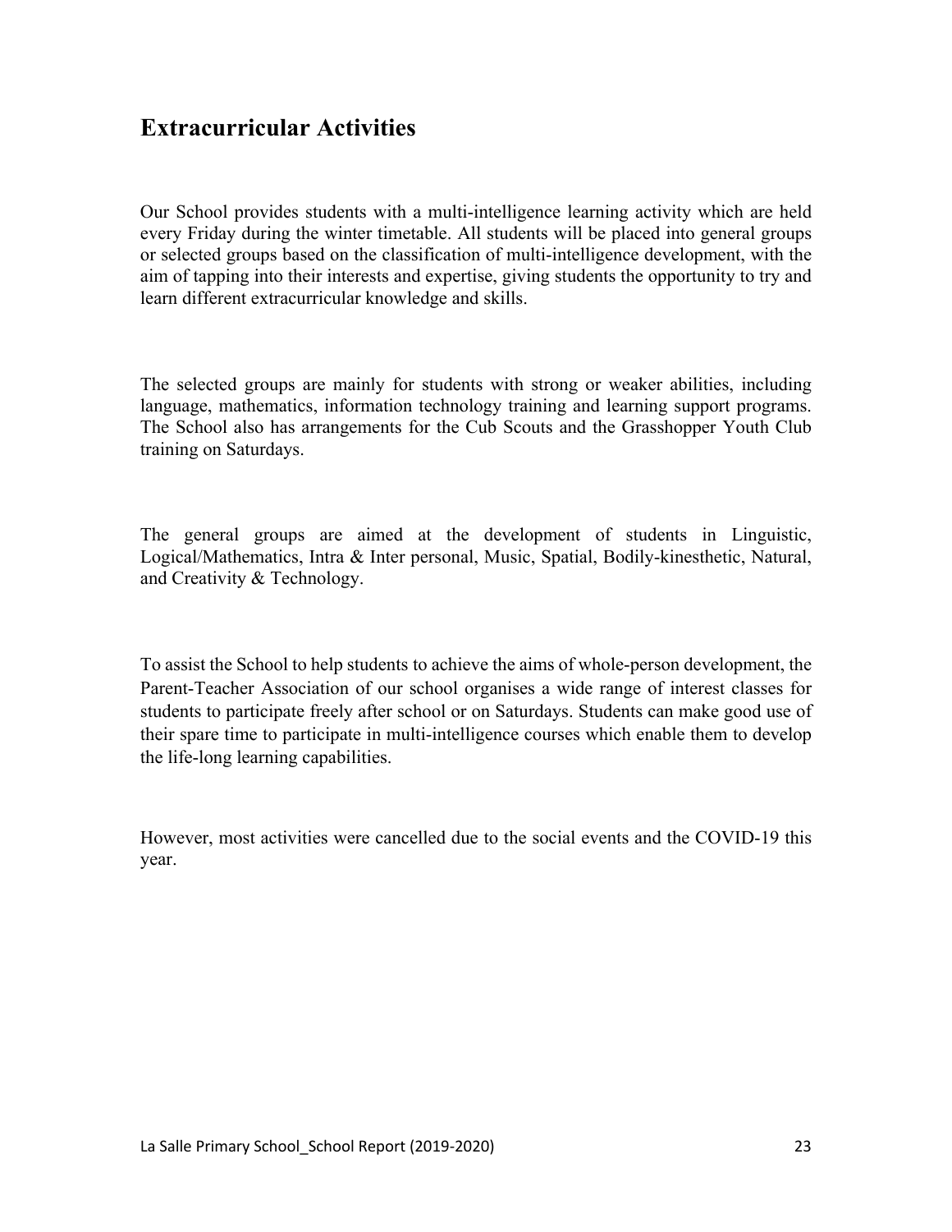## Extracurricular Activities

Our School provides students with a multi-intelligence learning activity which are held every Friday during the winter timetable. All students will be placed into general groups or selected groups based on the classification of multi-intelligence development, with the aim of tapping into their interests and expertise, giving students the opportunity to try and learn different extracurricular knowledge and skills.

The selected groups are mainly for students with strong or weaker abilities, including language, mathematics, information technology training and learning support programs. The School also has arrangements for the Cub Scouts and the Grasshopper Youth Club training on Saturdays.

The general groups are aimed at the development of students in Linguistic, Logical/Mathematics, Intra & Inter personal, Music, Spatial, Bodily-kinesthetic, Natural, and Creativity & Technology.

To assist the School to help students to achieve the aims of whole-person development, the Parent-Teacher Association of our school organises a wide range of interest classes for students to participate freely after school or on Saturdays. Students can make good use of their spare time to participate in multi-intelligence courses which enable them to develop the life-long learning capabilities.

However, most activities were cancelled due to the social events and the COVID-19 this year.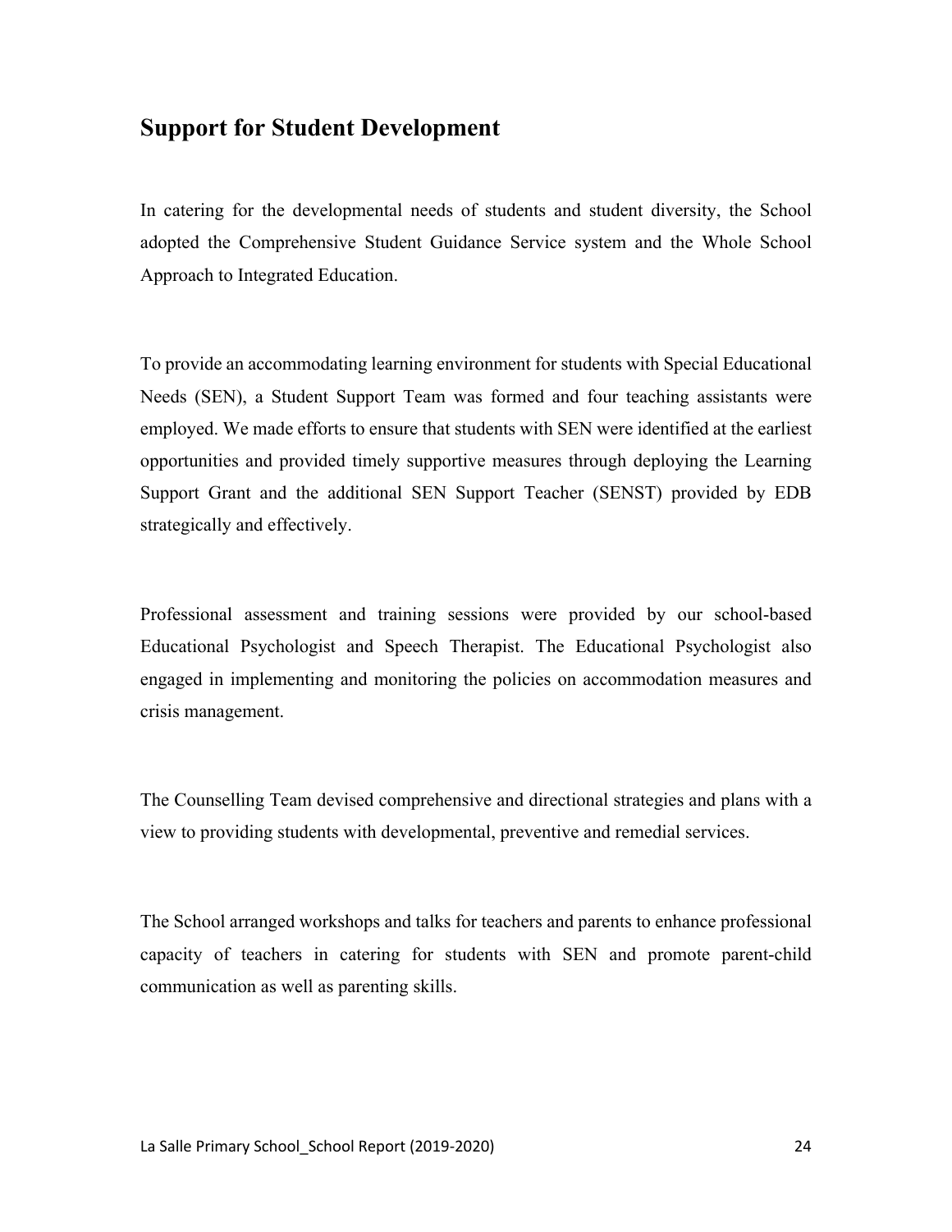## Support for Student Development

In catering for the developmental needs of students and student diversity, the School adopted the Comprehensive Student Guidance Service system and the Whole School Approach to Integrated Education.

To provide an accommodating learning environment for students with Special Educational Needs (SEN), a Student Support Team was formed and four teaching assistants were employed. We made efforts to ensure that students with SEN were identified at the earliest opportunities and provided timely supportive measures through deploying the Learning Support Grant and the additional SEN Support Teacher (SENST) provided by EDB strategically and effectively.

Professional assessment and training sessions were provided by our school-based Educational Psychologist and Speech Therapist. The Educational Psychologist also engaged in implementing and monitoring the policies on accommodation measures and crisis management.

The Counselling Team devised comprehensive and directional strategies and plans with a view to providing students with developmental, preventive and remedial services.

The School arranged workshops and talks for teachers and parents to enhance professional capacity of teachers in catering for students with SEN and promote parent-child communication as well as parenting skills.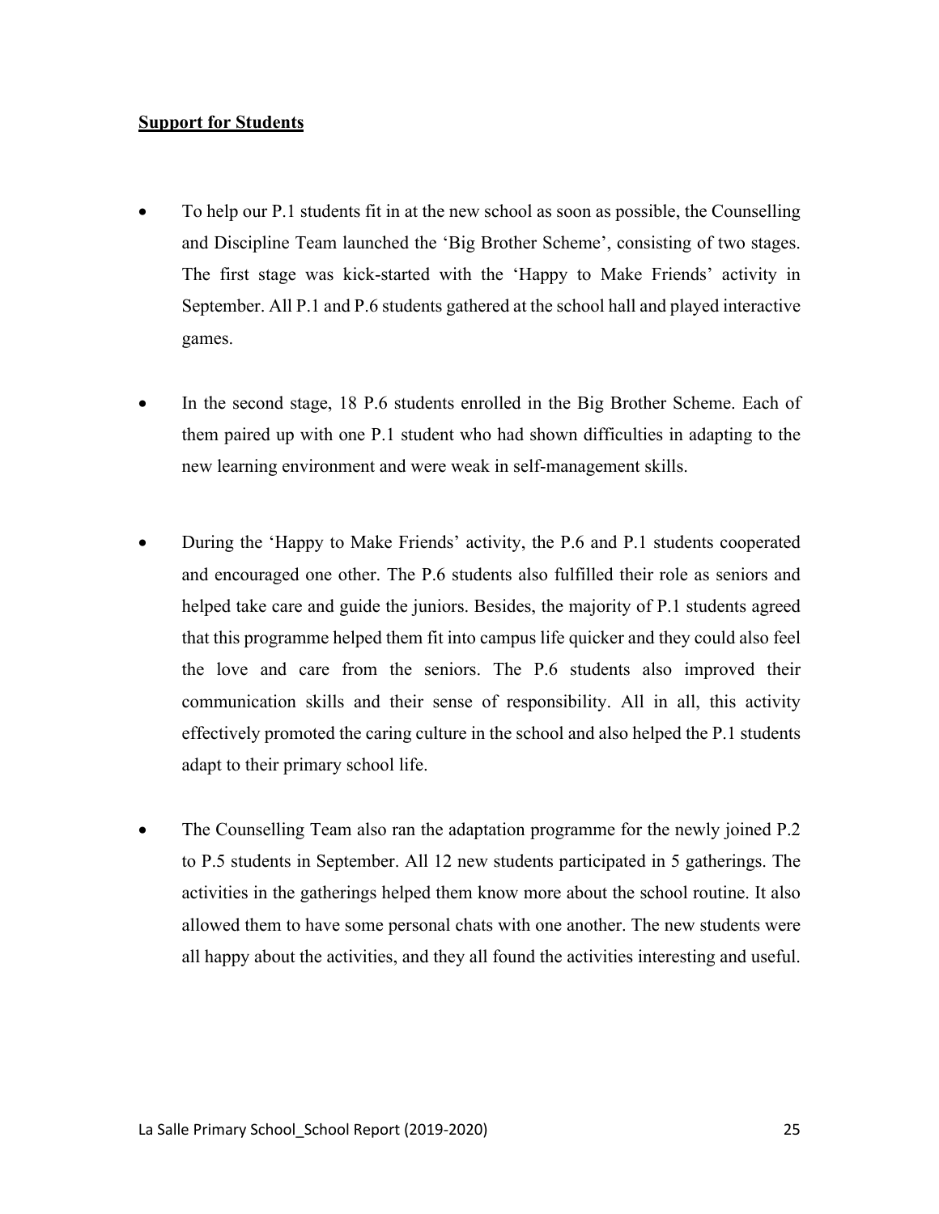**Support for Students**

- To help our P.1 students fit in at the new school as soon as possible, the Counselling and Discipline Team launched the 'Big Brother Scheme', consisting of two stages. The first stage was kick-started with the 'Happy to Make Friends' activity in September. All P.1 and P.6 students gathered at the school hall and played interactive games.

- In the second stage, 18 P.6 students enrolled in the Big Brother Scheme. Each of them paired up with one P.1 student who had shown difficulties in adapting to the new learning environment and were weak in self-management skills.

- During the 'Happy to Make Friends' activity, the P.6 and P.1 students cooperated and encouraged one other. The P.6 students also fulfilled their role as seniors and helped take care and guide the juniors. Besides, the majority of P.1 students agreed that this programme helped them fit into campus life quicker and they could also feel the love and care from the seniors. The P.6 students also improved their communication skills and their sense of responsibility. All in all, this activity effectively promoted the caring culture in the school and also helped the P.1 students adapt to their primary school life.

- The Counselling Team also ran the adaptation programme for the newly joined P.2 to P.5 students in September. All 12 new students participated in 5 gatherings. The activities in the gatherings helped them know more about the school routine. It also allowed them to have some personal chats with one another. The new students were all happy about the activities, and they all found the activities interesting and useful.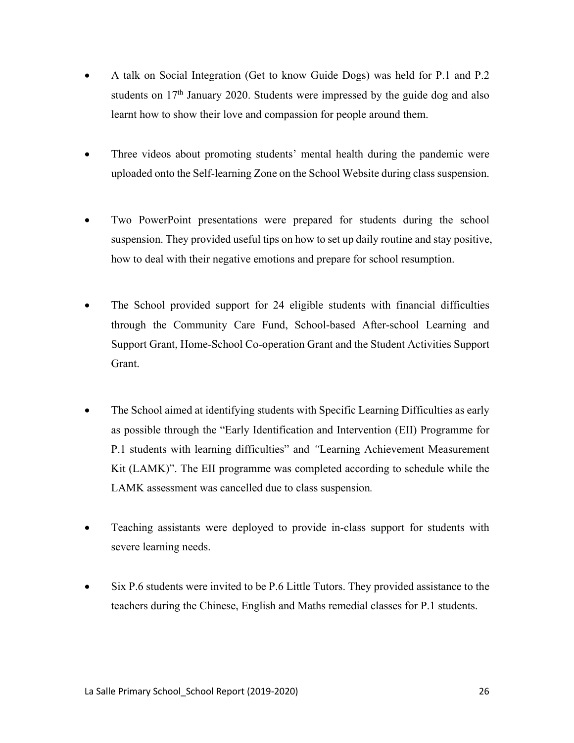- A talk on Social Integration (Get to know Guide Dogs) was held for P.1 and P.2 students on 17th January 2020. Students were impressed by the guide dog and also learnt how to show their love and compassion for people around them.

- Three videos about promoting students' mental health during the pandemic were uploaded onto the Self-learning Zone on the School Website during class suspension.

- Two PowerPoint presentations were prepared for students during the school suspension. They provided useful tips on how to set up daily routine and stay positive, how to deal with their negative emotions and prepare for school resumption.

- The School provided support for 24 eligible students with financial difficulties through the Community Care Fund, School-based After-school Learning and Support Grant, Home-School Co-operation Grant and the Student Activities Support Grant.

- The School aimed at identifying students with Specific Learning Difficulties as early as possible through the "Early Identification and Intervention (EII) Programme for P.1 students with learning difficulties" and "Learning Achievement Measurement Kit (LAMK)". The EII programme was completed according to schedule while the LAMK assessment was cancelled due to class suspension.

- Teaching assistants were deployed to provide in-class support for students with severe learning needs.

- Six P.6 students were invited to be P.6 Little Tutors. They provided assistance to the teachers during the Chinese, English and Maths remedial classes for P.1 students.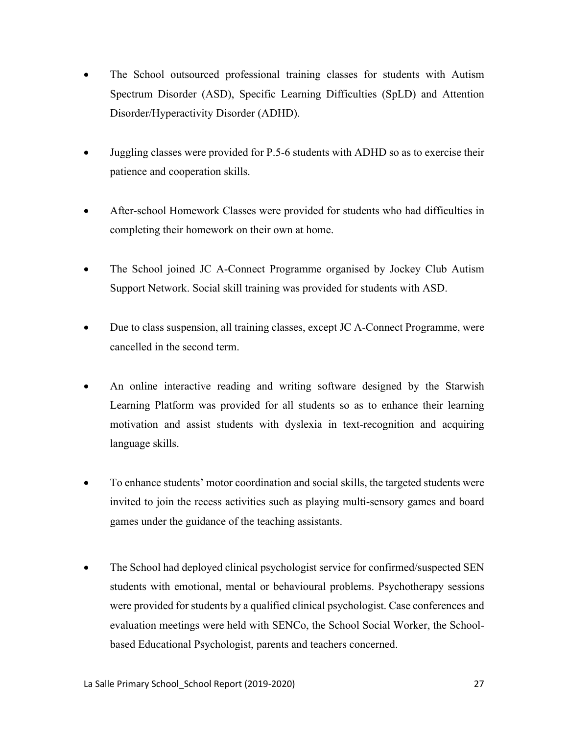- The School outsourced professional training classes for students with Autism Spectrum Disorder (ASD), Specific Learning Difficulties (SpLD) and Attention Disorder/Hyperactivity Disorder (ADHD).

- Juggling classes were provided for P.5-6 students with ADHD so as to exercise their patience and cooperation skills.

- After-school Homework Classes were provided for students who had difficulties in completing their homework on their own at home.

- The School joined JC A-Connect Programme organised by Jockey Club Autism Support Network. Social skill training was provided for students with ASD.

- Due to class suspension, all training classes, except JC A-Connect Programme, were cancelled in the second term.

- An online interactive reading and writing software designed by the Starwish Learning Platform was provided for all students so as to enhance their learning motivation and assist students with dyslexia in text-recognition and acquiring language skills.

- To enhance students' motor coordination and social skills, the targeted students were invited to join the recess activities such as playing multi-sensory games and board games under the guidance of the teaching assistants.

- The School had deployed clinical psychologist service for confirmed/suspected SEN students with emotional, mental or behavioural problems. Psychotherapy sessions were provided for students by a qualified clinical psychologist. Case conferences and evaluation meetings were held with SENCo, the School Social Worker, the School-based Educational Psychologist, parents and teachers concerned.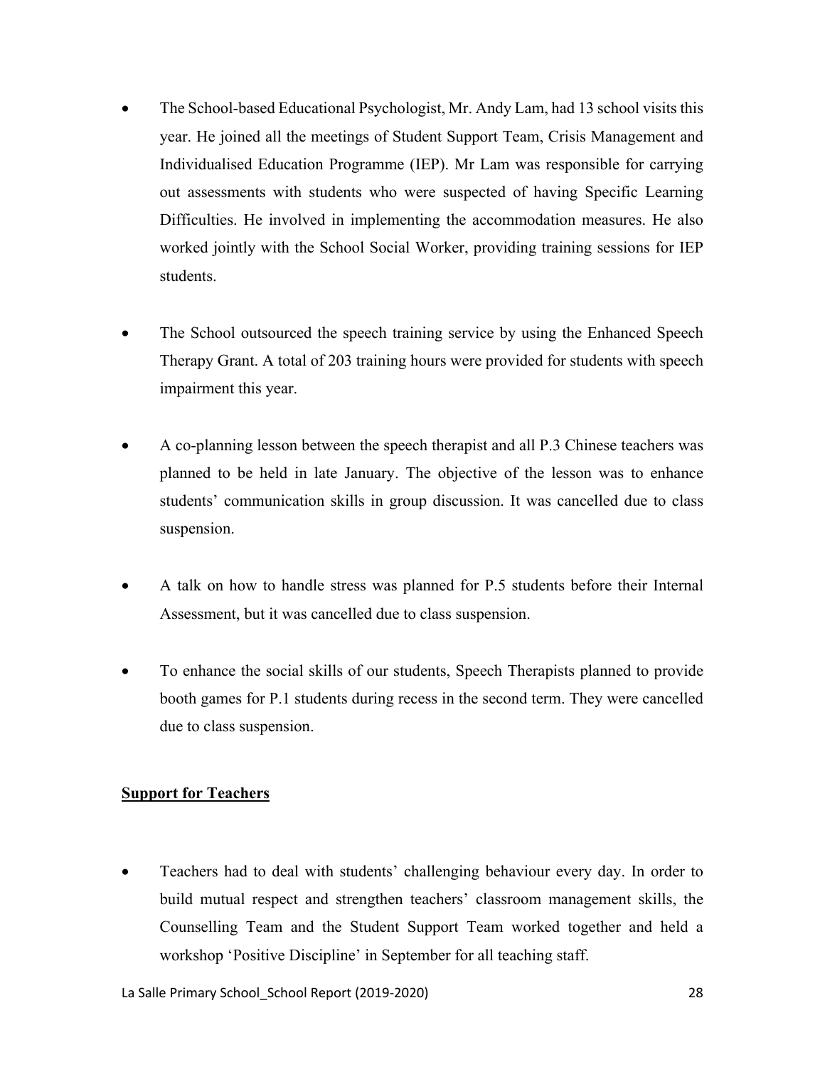- The School-based Educational Psychologist, Mr. Andy Lam, had 13 school visits this year. He joined all the meetings of Student Support Team, Crisis Management and Individualised Education Programme (IEP). Mr Lam was responsible for carrying out assessments with students who were suspected of having Specific Learning Difficulties. He involved in implementing the accommodation measures. He also worked jointly with the School Social Worker, providing training sessions for IEP students.

- The School outsourced the speech training service by using the Enhanced Speech Therapy Grant. A total of 203 training hours were provided for students with speech impairment this year.

- A co-planning lesson between the speech therapist and all P.3 Chinese teachers was planned to be held in late January. The objective of the lesson was to enhance students' communication skills in group discussion. It was cancelled due to class suspension.

- A talk on how to handle stress was planned for P.5 students before their Internal Assessment, but it was cancelled due to class suspension.

- To enhance the social skills of our students, Speech Therapists planned to provide booth games for P.1 students during recess in the second term. They were cancelled due to class suspension.

**<u>Support for Teachers</u>**

- Teachers had to deal with students' challenging behaviour every day. In order to build mutual respect and strengthen teachers' classroom management skills, the Counselling Team and the Student Support Team worked together and held a workshop 'Positive Discipline' in September for all teaching staff.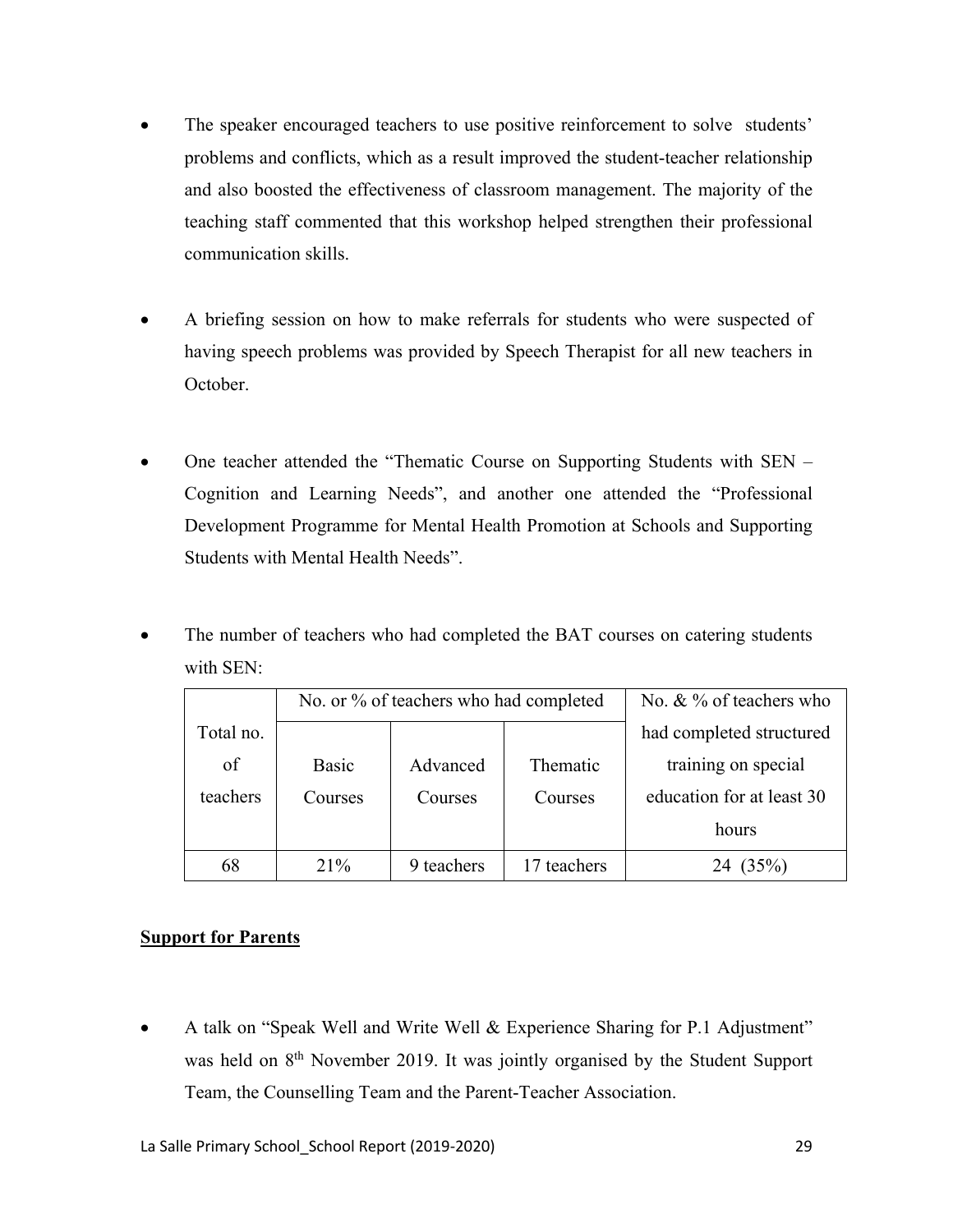- The speaker encouraged teachers to use positive reinforcement to solve students' problems and conflicts, which as a result improved the student-teacher relationship and also boosted the effectiveness of classroom management. The majority of the teaching staff commented that this workshop helped strengthen their professional communication skills.

- A briefing session on how to make referrals for students who were suspected of having speech problems was provided by Speech Therapist for all new teachers in October.

- One teacher attended the "Thematic Course on Supporting Students with SEN – Cognition and Learning Needs", and another one attended the "Professional Development Programme for Mental Health Promotion at Schools and Supporting Students with Mental Health Needs".

- The number of teachers who had completed the BAT courses on catering students with SEN:

| Total no. of teachers | No. or % of teachers who had completed | | | No. & % of teachers who had completed structured training on special education for at least 30 hours |
|---|---|---|---|---|
| | Basic Courses | Advanced Courses | Thematic Courses | |
| 68 | 21% | 9 teachers | 17 teachers | 24 (35%) |

**Support for Parents**

- A talk on "Speak Well and Write Well & Experience Sharing for P.1 Adjustment" was held on 8th November 2019. It was jointly organised by the Student Support Team, the Counselling Team and the Parent-Teacher Association.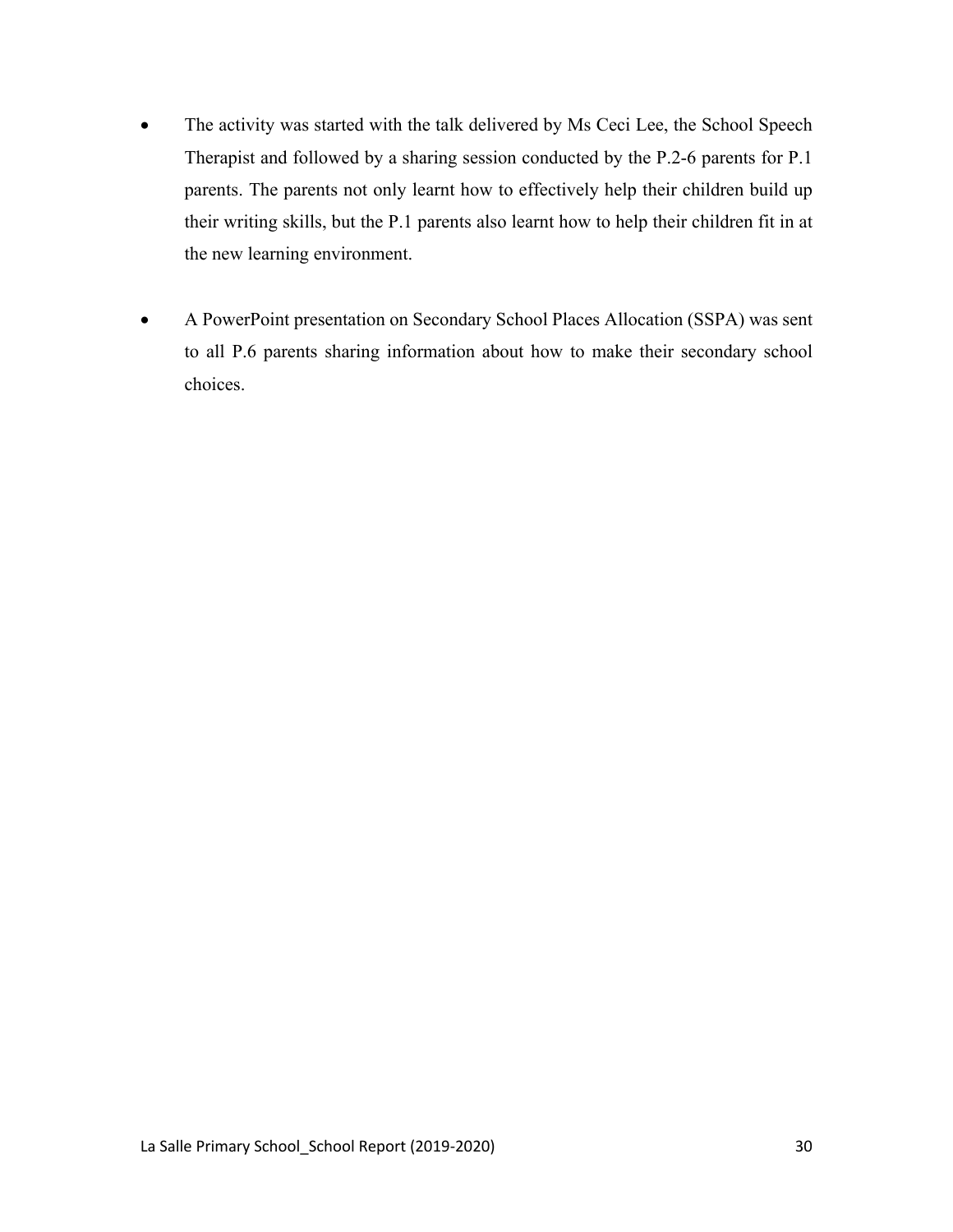- The activity was started with the talk delivered by Ms Ceci Lee, the School Speech Therapist and followed by a sharing session conducted by the P.2-6 parents for P.1 parents. The parents not only learnt how to effectively help their children build up their writing skills, but the P.1 parents also learnt how to help their children fit in at the new learning environment.

- A PowerPoint presentation on Secondary School Places Allocation (SSPA) was sent to all P.6 parents sharing information about how to make their secondary school choices.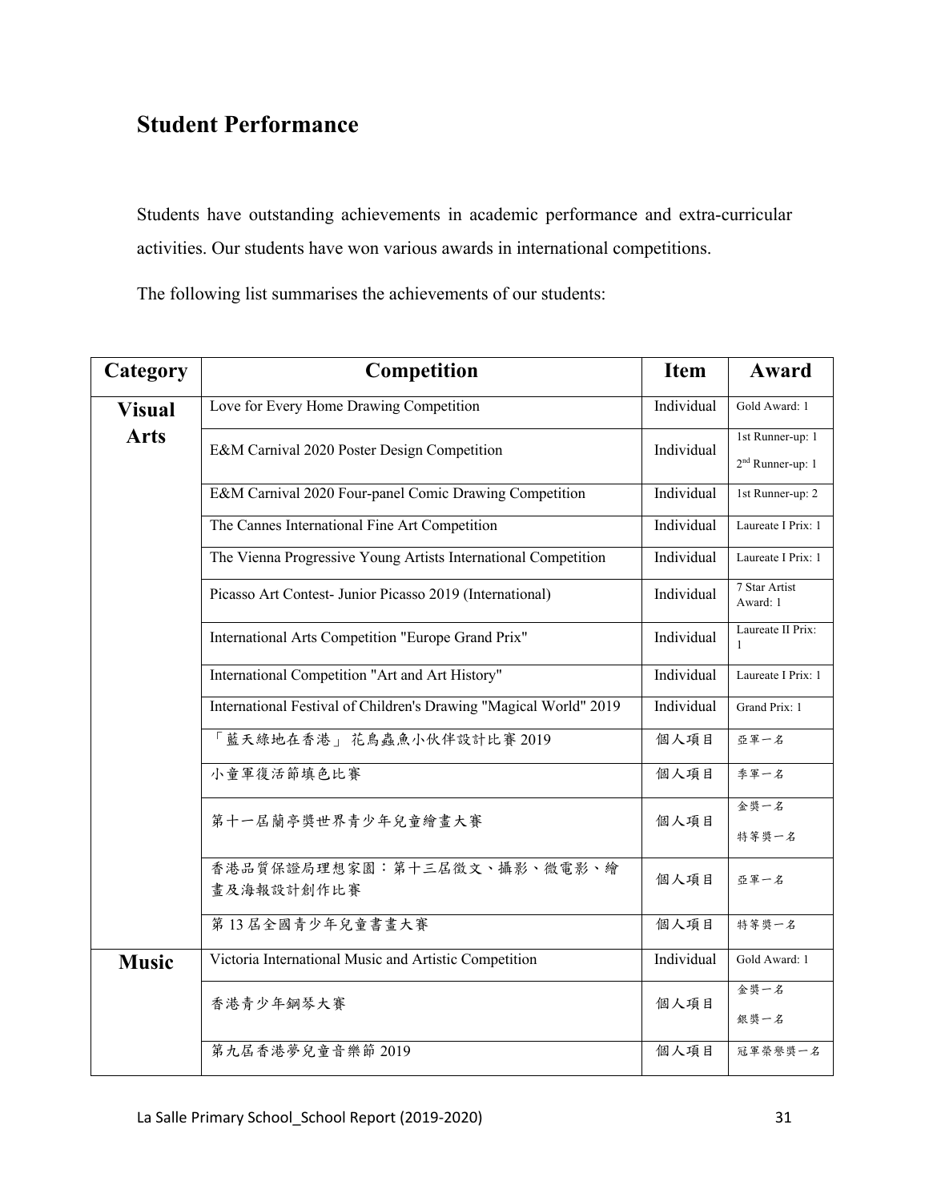## Student Performance

Students have outstanding achievements in academic performance and extra-curricular activities. Our students have won various awards in international competitions.

The following list summarises the achievements of our students:

| Category | Competition | Item | Award |
|---|---|---|---|
| **Visual Arts** | Love for Every Home Drawing Competition | Individual | Gold Award: 1 |
| | E&M Carnival 2020 Poster Design Competition | Individual | 1st Runner-up: 1<br>2nd Runner-up: 1 |
| | E&M Carnival 2020 Four-panel Comic Drawing Competition | Individual | 1st Runner-up: 2 |
| | The Cannes International Fine Art Competition | Individual | Laureate I Prix: 1 |
| | The Vienna Progressive Young Artists International Competition | Individual | Laureate I Prix: 1 |
| | Picasso Art Contest- Junior Picasso 2019 (International) | Individual | 7 Star Artist Award: 1 |
| | International Arts Competition "Europe Grand Prix" | Individual | Laureate II Prix: 1 |
| | International Competition "Art and Art History" | Individual | Laureate I Prix: 1 |
| | International Festival of Children's Drawing "Magical World" 2019 | Individual | Grand Prix: 1 |
| | 「藍天綠地在香港」花鳥蟲魚小伙伴設計比賽 2019 | 個人項目 | 亞軍一名 |
| | 小童軍復活節填色比賽 | 個人項目 | 季軍一名 |
| | 第十一屆蘭亭獎世界青少年兒童繪畫大賽 | 個人項目 | 金獎一名<br>特等獎一名 |
| | 香港品質保證局理想家園：第十三屆徵文、攝影、微電影、繪畫及海報設計創作比賽 | 個人項目 | 亞軍一名 |
| | 第 13 屆全國青少年兒童書畫大賽 | 個人項目 | 特等獎一名 |
| **Music** | Victoria International Music and Artistic Competition | Individual | Gold Award: 1 |
| | 香港青少年鋼琴大賽 | 個人項目 | 金獎一名<br>銀獎一名 |
| | 第九屆香港夢兒童音樂節 2019 | 個人項目 | 冠軍榮譽獎一名 |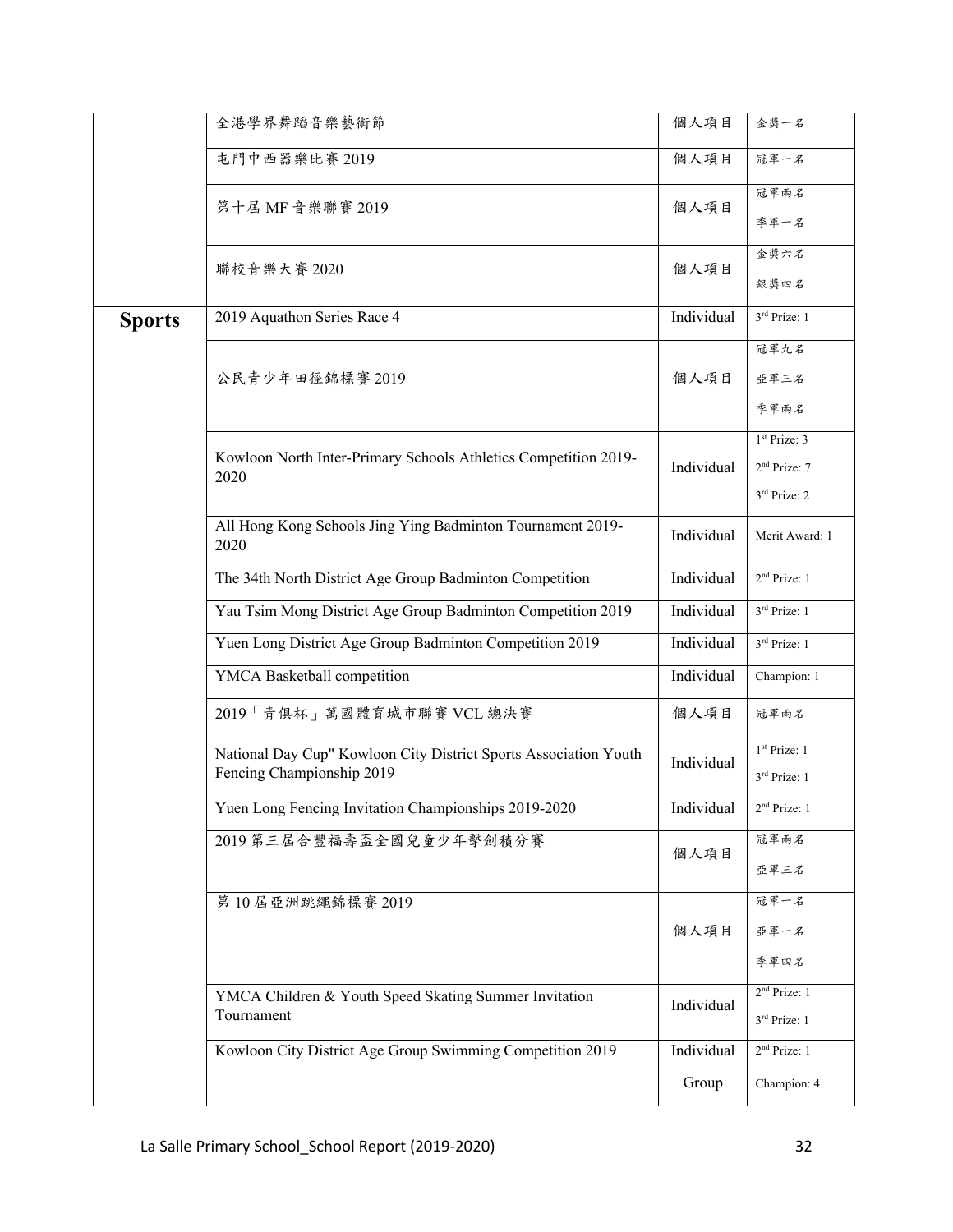| | | | |
|---|---|---|---|
| | 全港學界舞蹈音樂藝術節 | 個人項目 | 金獎一名 |
| | 屯門中西器樂比賽 2019 | 個人項目 | 冠軍一名 |
| | 第十屆 MF 音樂聯賽 2019 | 個人項目 | 冠軍兩名<br>季軍一名 |
| | 聯校音樂大賽 2020 | 個人項目 | 金獎六名<br>銀獎四名 |
| **Sports** | 2019 Aquathon Series Race 4 | Individual | 3rd Prize: 1 |
| | 公民青少年田徑錦標賽 2019 | 個人項目 | 冠軍九名<br>亞軍三名<br>季軍兩名 |
| | Kowloon North Inter-Primary Schools Athletics Competition 2019-2020 | Individual | 1st Prize: 3<br>2nd Prize: 7<br>3rd Prize: 2 |
| | All Hong Kong Schools Jing Ying Badminton Tournament 2019-2020 | Individual | Merit Award: 1 |
| | The 34th North District Age Group Badminton Competition | Individual | 2nd Prize: 1 |
| | Yau Tsim Mong District Age Group Badminton Competition 2019 | Individual | 3rd Prize: 1 |
| | Yuen Long District Age Group Badminton Competition 2019 | Individual | 3rd Prize: 1 |
| | YMCA Basketball competition | Individual | Champion: 1 |
| | 2019「青俱杯」萬國體育城市聯賽 VCL 總決賽 | 個人項目 | 冠軍兩名 |
| | National Day Cup" Kowloon City District Sports Association Youth Fencing Championship 2019 | Individual | 1st Prize: 1<br>3rd Prize: 1 |
| | Yuen Long Fencing Invitation Championships 2019-2020 | Individual | 2nd Prize: 1 |
| | 2019 第三屆合豐福壽盃全國兒童少年擊劍積分賽 | 個人項目 | 冠軍兩名<br>亞軍三名 |
| | 第 10 屆亞洲跳繩錦標賽 2019 | 個人項目 | 冠軍一名<br>亞軍一名<br>季軍四名 |
| | YMCA Children & Youth Speed Skating Summer Invitation Tournament | Individual | 2nd Prize: 1<br>3rd Prize: 1 |
| | Kowloon City District Age Group Swimming Competition 2019 | Individual | 2nd Prize: 1 |
| | | Group | Champion: 4 |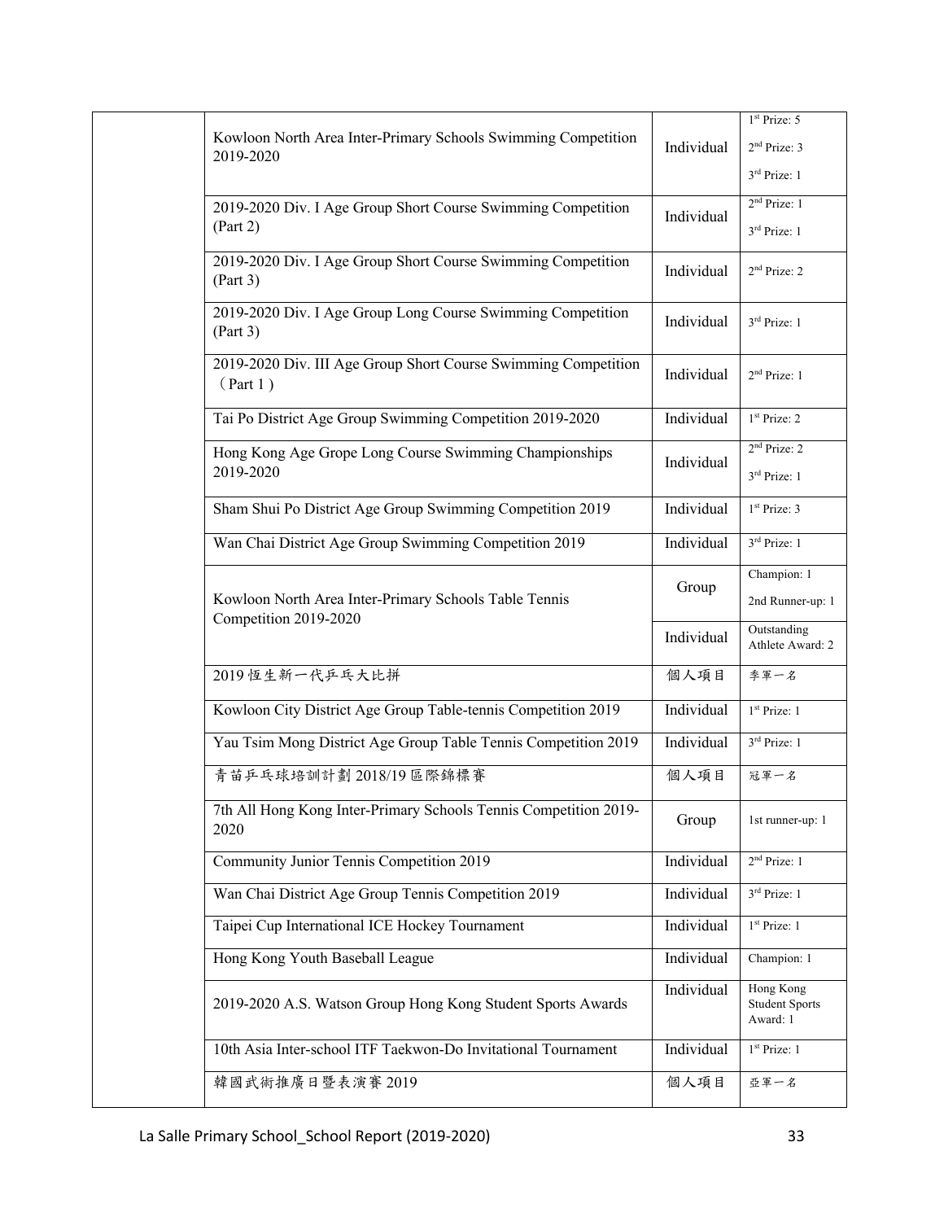| | | | |
|---|---|---|---|
| | Kowloon North Area Inter-Primary Schools Swimming Competition 2019-2020 | Individual | 1st Prize: 5<br>2nd Prize: 3<br>3rd Prize: 1 |
| | 2019-2020 Div. I Age Group Short Course Swimming Competition (Part 2) | Individual | 2nd Prize: 1<br>3rd Prize: 1 |
| | 2019-2020 Div. I Age Group Short Course Swimming Competition (Part 3) | Individual | 2nd Prize: 2 |
| | 2019-2020 Div. I Age Group Long Course Swimming Competition (Part 3) | Individual | 3rd Prize: 1 |
| | 2019-2020 Div. III Age Group Short Course Swimming Competition （Part 1） | Individual | 2nd Prize: 1 |
| | Tai Po District Age Group Swimming Competition 2019-2020 | Individual | 1st Prize: 2 |
| | Hong Kong Age Grope Long Course Swimming Championships 2019-2020 | Individual | 2nd Prize: 2<br>3rd Prize: 1 |
| | Sham Shui Po District Age Group Swimming Competition 2019 | Individual | 1st Prize: 3 |
| | Wan Chai District Age Group Swimming Competition 2019 | Individual | 3rd Prize: 1 |
| | Kowloon North Area Inter-Primary Schools Table Tennis Competition 2019-2020 | Group | Champion: 1<br>2nd Runner-up: 1 |
| | | Individual | Outstanding Athlete Award: 2 |
| | 2019 恆生新一代乒乓大比拼 | 個人項目 | 季軍一名 |
| | Kowloon City District Age Group Table-tennis Competition 2019 | Individual | 1st Prize: 1 |
| | Yau Tsim Mong District Age Group Table Tennis Competition 2019 | Individual | 3rd Prize: 1 |
| | 青苗乒乓球培訓計劃 2018/19 區際錦標賽 | 個人項目 | 冠軍一名 |
| | 7th All Hong Kong Inter-Primary Schools Tennis Competition 2019-2020 | Group | 1st runner-up: 1 |
| | Community Junior Tennis Competition 2019 | Individual | 2nd Prize: 1 |
| | Wan Chai District Age Group Tennis Competition 2019 | Individual | 3rd Prize: 1 |
| | Taipei Cup International ICE Hockey Tournament | Individual | 1st Prize: 1 |
| | Hong Kong Youth Baseball League | Individual | Champion: 1 |
| | 2019-2020 A.S. Watson Group Hong Kong Student Sports Awards | Individual | Hong Kong Student Sports Award: 1 |
| | 10th Asia Inter-school ITF Taekwon-Do Invitational Tournament | Individual | 1st Prize: 1 |
| | 韓國武術推廣日暨表演賽 2019 | 個人項目 | 亞軍一名 |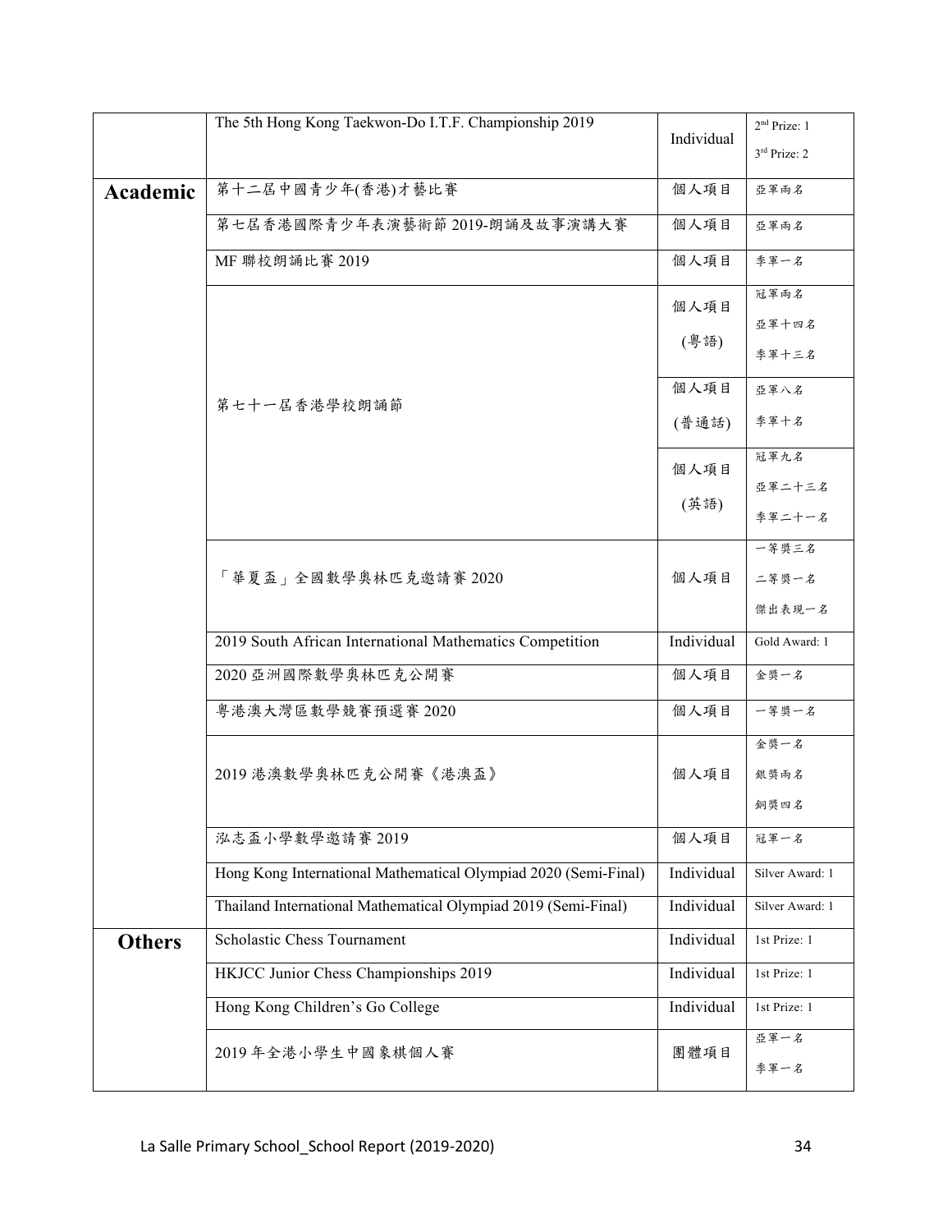| | | | |
|---|---|---|---|
| | The 5th Hong Kong Taekwon-Do I.T.F. Championship 2019 | Individual | 2nd Prize: 1<br>3rd Prize: 2 |
| **Academic** | 第十二屆中國青少年(香港)才藝比賽 | 個人項目 | 亞軍兩名 |
| | 第七屆香港國際青少年表演藝術節 2019-朗誦及故事演講大賽 | 個人項目 | 亞軍兩名 |
| | MF 聯校朗誦比賽 2019 | 個人項目 | 季軍一名 |
| | 第七十一屆香港學校朗誦節 | 個人項目<br>(粵語) | 冠軍兩名<br>亞軍十四名<br>季軍十三名 |
| | | 個人項目<br>(普通話) | 亞軍八名<br>季軍十名 |
| | | 個人項目<br>(英語) | 冠軍九名<br>亞軍二十三名<br>季軍二十一名 |
| | 「華夏盃」全國數學奧林匹克邀請賽 2020 | 個人項目 | 一等獎三名<br>二等獎一名<br>傑出表現一名 |
| | 2019 South African International Mathematics Competition | Individual | Gold Award: 1 |
| | 2020 亞洲國際數學奧林匹克公開賽 | 個人項目 | 金獎一名 |
| | 粵港澳大灣區數學競賽預選賽 2020 | 個人項目 | 一等獎一名 |
| | 2019 港澳數學奧林匹克公開賽《港澳盃》 | 個人項目 | 金獎一名<br>銀獎兩名<br>銅獎四名 |
| | 泓志盃小學數學邀請賽 2019 | 個人項目 | 冠軍一名 |
| | Hong Kong International Mathematical Olympiad 2020 (Semi-Final) | Individual | Silver Award: 1 |
| | Thailand International Mathematical Olympiad 2019 (Semi-Final) | Individual | Silver Award: 1 |
| **Others** | Scholastic Chess Tournament | Individual | 1st Prize: 1 |
| | HKJCC Junior Chess Championships 2019 | Individual | 1st Prize: 1 |
| | Hong Kong Children's Go College | Individual | 1st Prize: 1 |
| | 2019 年全港小學生中國象棋個人賽 | 團體項目 | 亞軍一名<br>季軍一名 |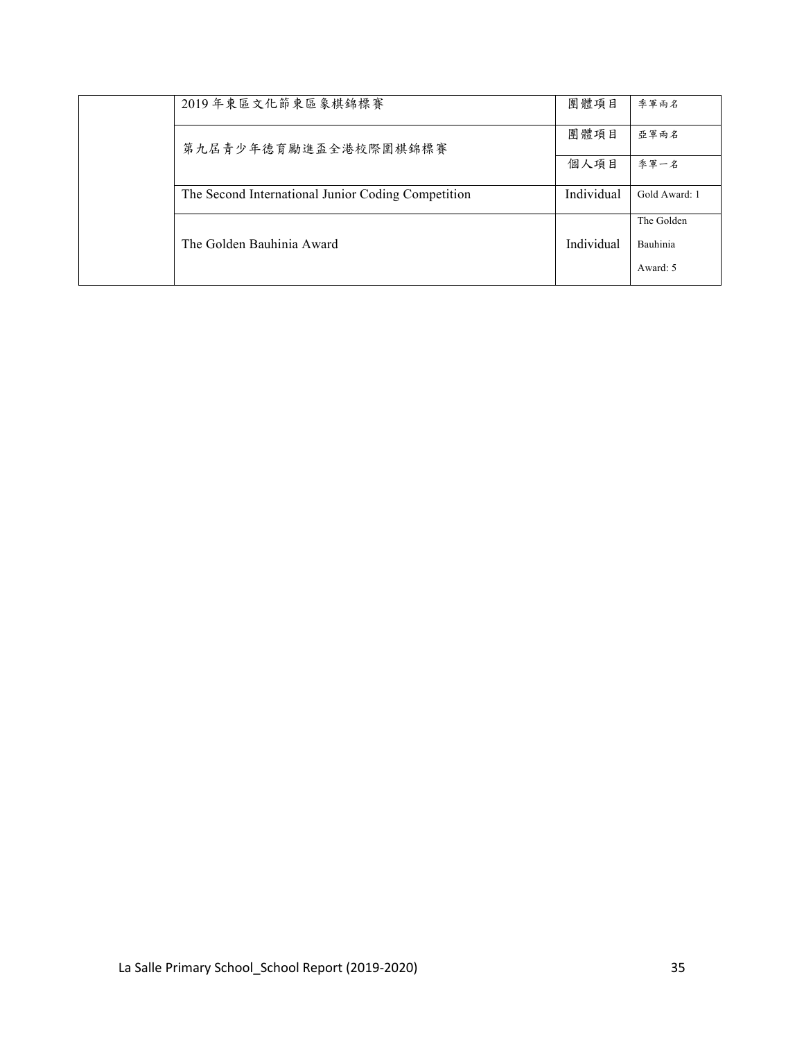| | | | |
|---|---|---|---|
| | 2019年東區文化節東區象棋錦標賽 | 團體項目 | 季軍兩名 |
| | 第九屆青少年德育勵進盃全港校際圍棋錦標賽 | 團體項目 | 亞軍兩名 |
| | | 個人項目 | 季軍一名 |
| | The Second International Junior Coding Competition | Individual | Gold Award: 1 |
| | The Golden Bauhinia Award | Individual | The Golden Bauhinia Award: 5 |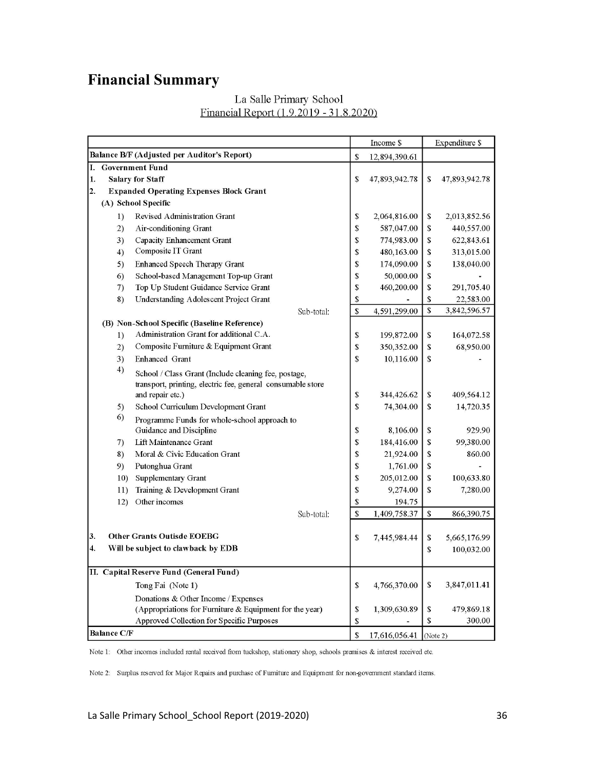## Financial Summary

La Salle Primary School

Financial Report (1.9.2019 - 31.8.2020)

| | Income $ | Expenditure $ |
|---|---|---|
| **Balance B/F (Adjusted per Auditor's Report)** | $ 12,894,390.61 | |
| **I. Government Fund** | | |
| **1. Salary for Staff** | $ 47,893,942.78 | $ 47,893,942.78 |
| **2. Expanded Operating Expenses Block Grant** | | |
| **(A) School Specific** | | |
| 1) Revised Administration Grant | $ 2,064,816.00 | $ 2,013,852.56 |
| 2) Air-conditioning Grant | $ 587,047.00 | $ 440,557.00 |
| 3) Capacity Enhancement Grant | $ 774,983.00 | $ 622,843.61 |
| 4) Composite IT Grant | $ 480,163.00 | $ 313,015.00 |
| 5) Enhanced Speech Therapy Grant | $ 174,090.00 | $ 138,040.00 |
| 6) School-based Management Top-up Grant | $ 50,000.00 | $ - |
| 7) Top Up Student Guidance Service Grant | $ 460,200.00 | $ 291,705.40 |
| 8) Understanding Adolescent Project Grant | $ - | $ 22,583.00 |
| Sub-total: | $ 4,591,299.00 | $ 3,842,596.57 |
| **(B) Non-School Specific (Baseline Reference)** | | |
| 1) Administration Grant for additional C.A. | $ 199,872.00 | $ 164,072.58 |
| 2) Composite Furniture & Equipment Grant | $ 350,352.00 | $ 68,950.00 |
| 3) Enhanced Grant | $ 10,116.00 | $ - |
| 4) School / Class Grant (Include cleaning fee, postage, transport, printing, electric fee, general consumable store and repair etc.) | $ 344,426.62 | $ 409,564.12 |
| 5) School Curriculum Development Grant | $ 74,304.00 | $ 14,720.35 |
| 6) Programme Funds for whole-school approach to Guidance and Discipline | $ 8,106.00 | $ 929.90 |
| 7) Lift Maintenance Grant | $ 184,416.00 | $ 99,380.00 |
| 8) Moral & Civic Education Grant | $ 21,924.00 | $ 860.00 |
| 9) Putonghua Grant | $ 1,761.00 | $ - |
| 10) Supplementary Grant | $ 205,012.00 | $ 100,633.80 |
| 11) Training & Development Grant | $ 9,274.00 | $ 7,280.00 |
| 12) Other incomes | $ 194.75 | |
| Sub-total: | $ 1,409,758.37 | $ 866,390.75 |
| **3. Other Grants Outisde EOEBG** | $ 7,445,984.44 | $ 5,665,176.99 |
| **4. Will be subject to clawback by EDB** | | $ 100,032.00 |
| **II. Capital Reserve Fund (General Fund)** | | |
| Tong Fai (Note 1) | $ 4,766,370.00 | $ 3,847,011.41 |
| Donations & Other Income / Expenses (Appropriations for Furniture & Equipment for the year) | $ 1,309,630.89 | $ 479,869.18 |
| Approved Collection for Specific Purposes | $ - | $ 300.00 |
| **Balance C/F** | $ 17,616,056.41 | (Note 2) |

Note 1: Other incomes included rental received from tuckshop, stationery shop, schools premises & interest received etc.

Note 2: Surplus reserved for Major Repairs and purchase of Furniture and Equipment for non-government standard items.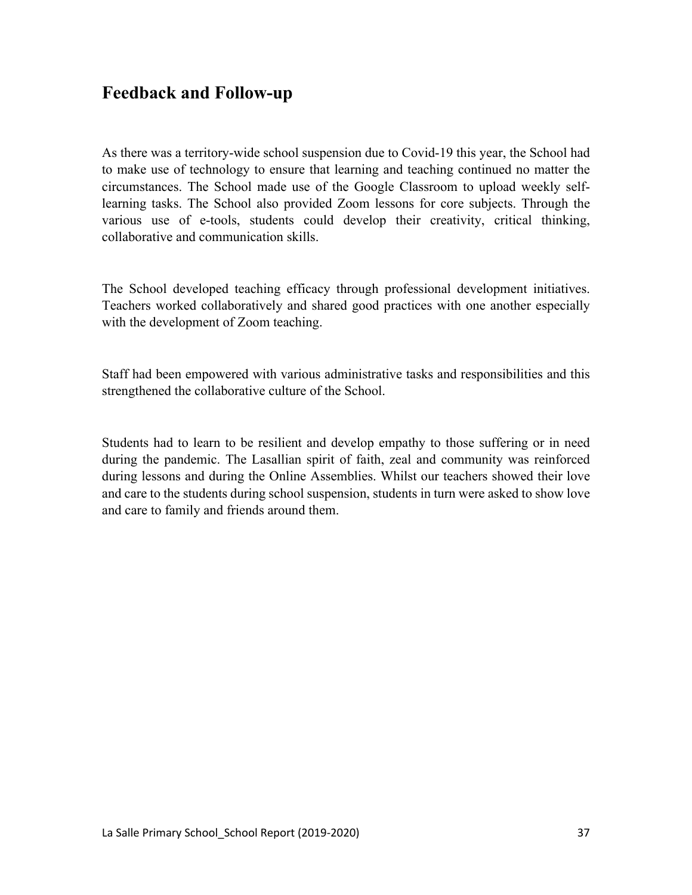## Feedback and Follow-up

As there was a territory-wide school suspension due to Covid-19 this year, the School had to make use of technology to ensure that learning and teaching continued no matter the circumstances. The School made use of the Google Classroom to upload weekly self-learning tasks. The School also provided Zoom lessons for core subjects. Through the various use of e-tools, students could develop their creativity, critical thinking, collaborative and communication skills.

The School developed teaching efficacy through professional development initiatives. Teachers worked collaboratively and shared good practices with one another especially with the development of Zoom teaching.

Staff had been empowered with various administrative tasks and responsibilities and this strengthened the collaborative culture of the School.

Students had to learn to be resilient and develop empathy to those suffering or in need during the pandemic. The Lasallian spirit of faith, zeal and community was reinforced during lessons and during the Online Assemblies. Whilst our teachers showed their love and care to the students during school suspension, students in turn were asked to show love and care to family and friends around them.